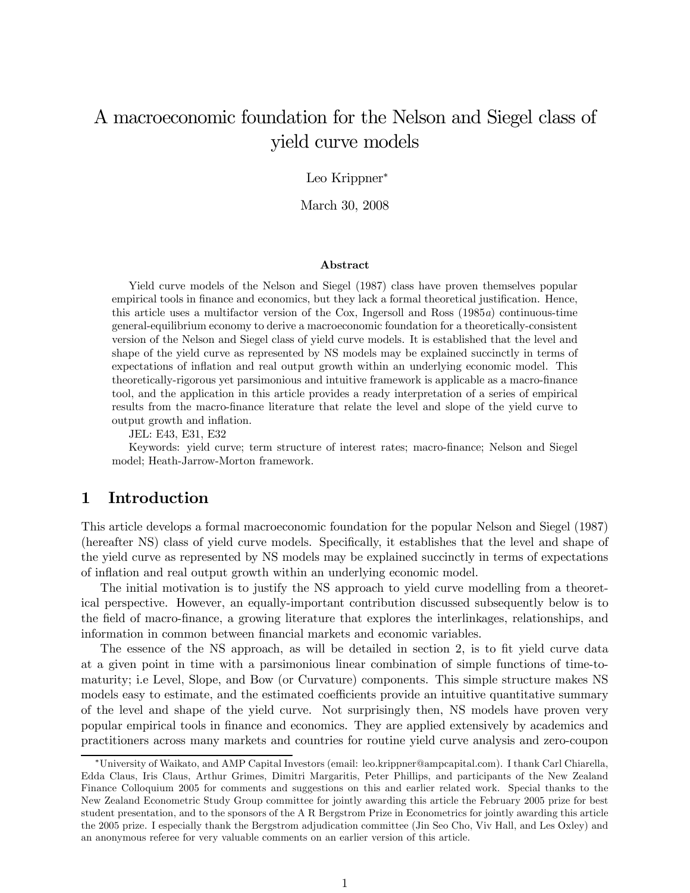# A macroeconomic foundation for the Nelson and Siegel class of yield curve models

Leo Krippner*

March 30, 2008

### Abstract

Yield curve models of the Nelson and Siegel (1987) class have proven themselves popular empirical tools in finance and economics, but they lack a formal theoretical justification. Hence, this article uses a multifactor version of the Cox, Ingersoll and Ross (1985*a*) continuous-time general-equilibrium economy to derive a macroeconomic foundation for a theoretically-consistent version of the Nelson and Siegel class of yield curve models. It is established that the level and shape of the yield curve as represented by NS models may be explained succinctly in terms of expectations of inflation and real output growth within an underlying economic model. This theoretically-rigorous yet parsimonious and intuitive framework is applicable as a macro-finance tool, and the application in this article provides a ready interpretation of a series of empirical results from the macro-finance literature that relate the level and slope of the yield curve to output growth and inflation.

JEL: E43, E31, E32

Keywords: yield curve; term structure of interest rates; macro-finance; Nelson and Siegel model; Heath-Jarrow-Morton framework.

## 1 Introduction

This article develops a formal macroeconomic foundation for the popular Nelson and Siegel (1987) (hereafter NS) class of yield curve models. Specifically, it establishes that the level and shape of the yield curve as represented by NS models may be explained succinctly in terms of expectations of inflation and real output growth within an underlying economic model.

The initial motivation is to justify the NS approach to yield curve modelling from a theoretical perspective. However, an equally-important contribution discussed subsequently below is to the field of macro-finance, a growing literature that explores the interlinkages, relationships, and information in common between financial markets and economic variables.

The essence of the NS approach, as will be detailed in section 2, is to fit yield curve data at a given point in time with a parsimonious linear combination of simple functions of time-to-maturity; i.e Level, Slope, and Bow (or Curvature) components. This simple structure makes NS models easy to estimate, and the estimated coefficients provide an intuitive quantitative summary of the level and shape of the yield curve. Not surprisingly then, NS models have proven very popular empirical tools in finance and economics. They are applied extensively by academics and practitioners across many markets and countries for routine yield curve analysis and zero-coupon

---

*University of Waikato, and AMP Capital Investors (email: leo.krippner@ampcapital.com). I thank Carl Chiarella, Edda Claus, Iris Claus, Arthur Grimes, Dimitri Margaritis, Peter Phillips, and participants of the New Zealand Finance Colloquium 2005 for comments and suggestions on this and earlier related work. Special thanks to the New Zealand Econometric Study Group committee for jointly awarding this article the February 2005 prize for best student presentation, and to the sponsors of the A R Bergstrom Prize in Econometrics for jointly awarding this article the 2005 prize. I especially thank the Bergstrom adjudication committee (Jin Seo Cho, Viv Hall, and Les Oxley) and an anonymous referee for very valuable comments on an earlier version of this article.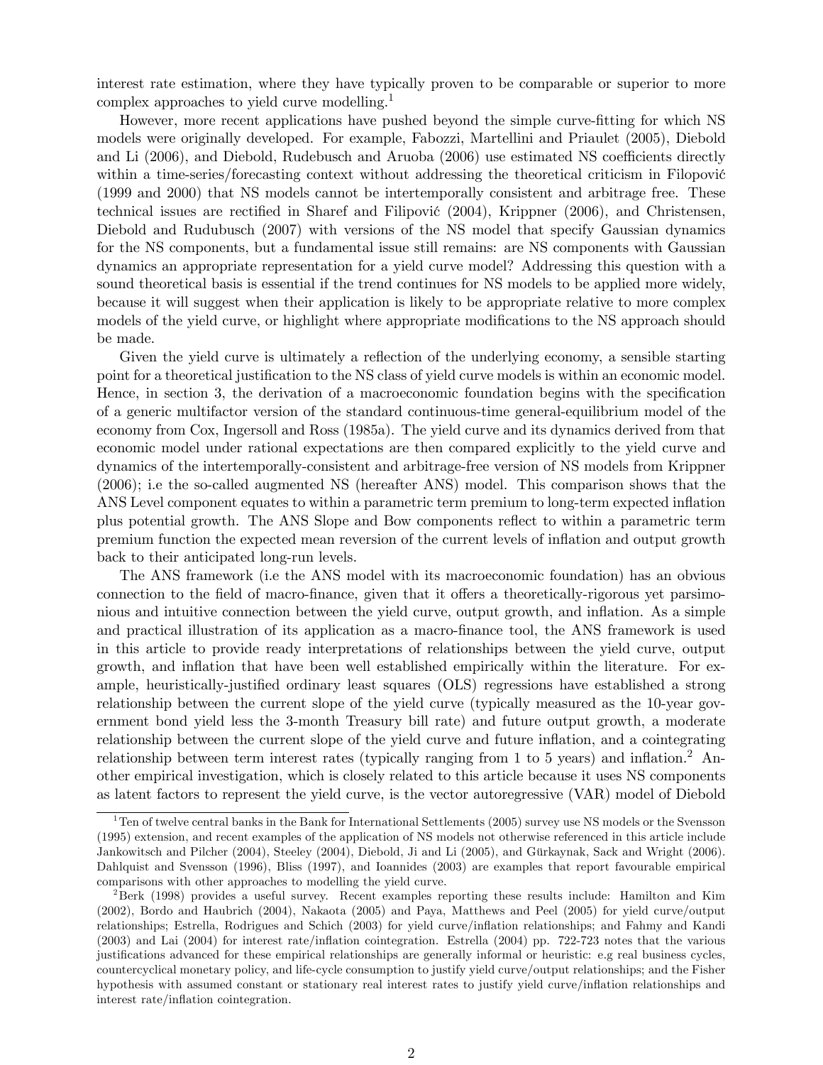interest rate estimation, where they have typically proven to be comparable or superior to more complex approaches to yield curve modelling.[1]

However, more recent applications have pushed beyond the simple curve-fitting for which NS models were originally developed. For example, Fabozzi, Martellini and Priaulet (2005), Diebold and Li (2006), and Diebold, Rudebusch and Aruoba (2006) use estimated NS coefficients directly within a time-series/forecasting context without addressing the theoretical criticism in Filipović (1999 and 2000) that NS models cannot be intertemporally consistent and arbitrage free. These technical issues are rectified in Sharef and Filipović (2004), Krippner (2006), and Christensen, Diebold and Rudubusch (2007) with versions of the NS model that specify Gaussian dynamics for the NS components, but a fundamental issue still remains: are NS components with Gaussian dynamics an appropriate representation for a yield curve model? Addressing this question with a sound theoretical basis is essential if the trend continues for NS models to be applied more widely, because it will suggest when their application is likely to be appropriate relative to more complex models of the yield curve, or highlight where appropriate modifications to the NS approach should be made.

Given the yield curve is ultimately a reflection of the underlying economy, a sensible starting point for a theoretical justification to the NS class of yield curve models is within an economic model. Hence, in section 3, the derivation of a macroeconomic foundation begins with the specification of a generic multifactor version of the standard continuous-time general-equilibrium model of the economy from Cox, Ingersoll and Ross (1985a). The yield curve and its dynamics derived from that economic model under rational expectations are then compared explicitly to the yield curve and dynamics of the intertemporally-consistent and arbitrage-free version of NS models from Krippner (2006); i.e the so-called augmented NS (hereafter ANS) model. This comparison shows that the ANS Level component equates to within a parametric term premium to long-term expected inflation plus potential growth. The ANS Slope and Bow components reflect to within a parametric term premium function the expected mean reversion of the current levels of inflation and output growth back to their anticipated long-run levels.

The ANS framework (i.e the ANS model with its macroeconomic foundation) has an obvious connection to the field of macro-finance, given that it offers a theoretically-rigorous yet parsimonious and intuitive connection between the yield curve, output growth, and inflation. As a simple and practical illustration of its application as a macro-finance tool, the ANS framework is used in this article to provide ready interpretations of relationships between the yield curve, output growth, and inflation that have been well established empirically within the literature. For example, heuristically-justified ordinary least squares (OLS) regressions have established a strong relationship between the current slope of the yield curve (typically measured as the 10-year government bond yield less the 3-month Treasury bill rate) and future output growth, a moderate relationship between the current slope of the yield curve and future inflation, and a cointegrating relationship between term interest rates (typically ranging from 1 to 5 years) and inflation.[2] Another empirical investigation, which is closely related to this article because it uses NS components as latent factors to represent the yield curve, is the vector autoregressive (VAR) model of Diebold

[1] Ten of twelve central banks in the Bank for International Settlements (2005) survey use NS models or the Svensson (1995) extension, and recent examples of the application of NS models not otherwise referenced in this article include Jankowitsch and Pilcher (2004), Steeley (2004), Diebold, Ji and Li (2005), and Gürkaynak, Sack and Wright (2006). Dahlquist and Svensson (1996), Bliss (1997), and Ioannides (2003) are examples that report favourable empirical comparisons with other approaches to modelling the yield curve.

[2] Berk (1998) provides a useful survey. Recent examples reporting these results include: Hamilton and Kim (2002), Bordo and Haubrich (2004), Nakaota (2005) and Paya, Matthews and Peel (2005) for yield curve/output relationships; Estrella, Rodrigues and Schich (2003) for yield curve/inflation relationships; and Fahmy and Kandi (2003) and Lai (2004) for interest rate/inflation cointegration. Estrella (2004) pp. 722-723 notes that the various justifications advanced for these empirical relationships are generally informal or heuristic: e.g real business cycles, countercyclical monetary policy, and life-cycle consumption to justify yield curve/output relationships; and the Fisher hypothesis with assumed constant or stationary real interest rates to justify yield curve/inflation relationships and interest rate/inflation cointegration.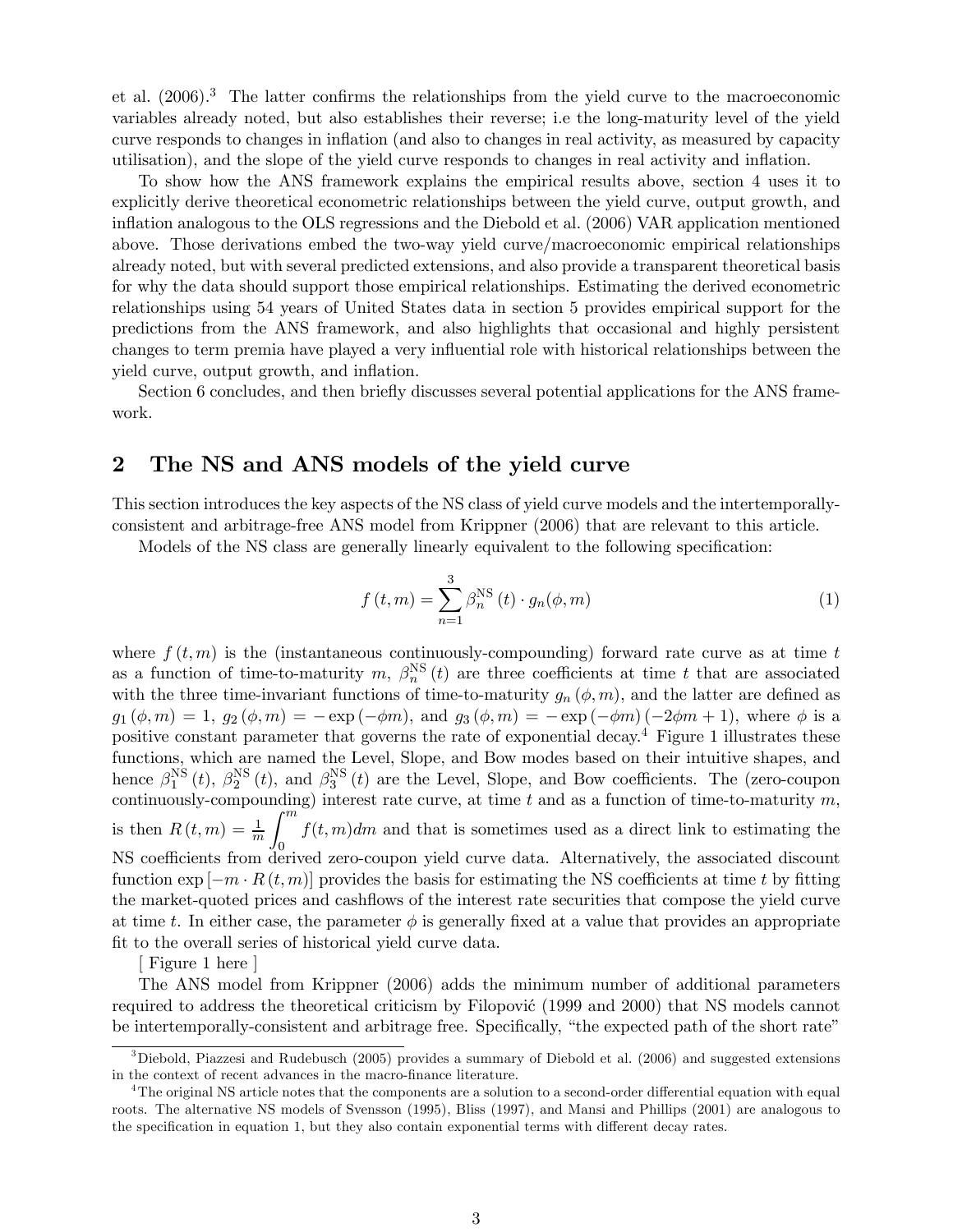et al. (2006).[3] The latter confirms the relationships from the yield curve to the macroeconomic variables already noted, but also establishes their reverse; i.e the long-maturity level of the yield curve responds to changes in inflation (and also to changes in real activity, as measured by capacity utilisation), and the slope of the yield curve responds to changes in real activity and inflation.

To show how the ANS framework explains the empirical results above, section 4 uses it to explicitly derive theoretical econometric relationships between the yield curve, output growth, and inflation analogous to the OLS regressions and the Diebold et al. (2006) VAR application mentioned above. Those derivations embed the two-way yield curve/macroeconomic empirical relationships already noted, but with several predicted extensions, and also provide a transparent theoretical basis for why the data should support those empirical relationships. Estimating the derived econometric relationships using 54 years of United States data in section 5 provides empirical support for the predictions from the ANS framework, and also highlights that occasional and highly persistent changes to term premia have played a very influential role with historical relationships between the yield curve, output growth, and inflation.

Section 6 concludes, and then briefly discusses several potential applications for the ANS framework.

## 2 The NS and ANS models of the yield curve

This section introduces the key aspects of the NS class of yield curve models and the intertemporally-consistent and arbitrage-free ANS model from Krippner (2006) that are relevant to this article.

Models of the NS class are generally linearly equivalent to the following specification:

$$f(t,m) = \sum_{n=1}^{3} \beta_n^{\mathrm{NS}}(t) \cdot g_n(\phi, m) \tag{1}$$

where $f(t,m)$ is the (instantaneous continuously-compounding) forward rate curve as at time $t$ as a function of time-to-maturity $m$, $\beta_n^{\mathrm{NS}}(t)$ are three coefficients at time $t$ that are associated with the three time-invariant functions of time-to-maturity $g_n(\phi, m)$, and the latter are defined as $g_1(\phi, m) = 1$, $g_2(\phi, m) = -\exp(-\phi m)$, and $g_3(\phi, m) = -\exp(-\phi m)(-2\phi m + 1)$, where $\phi$ is a positive constant parameter that governs the rate of exponential decay.[4] Figure 1 illustrates these functions, which are named the Level, Slope, and Bow modes based on their intuitive shapes, and hence $\beta_1^{\mathrm{NS}}(t)$, $\beta_2^{\mathrm{NS}}(t)$, and $\beta_3^{\mathrm{NS}}(t)$ are the Level, Slope, and Bow coefficients. The (zero-coupon continuously-compounding) interest rate curve, at time $t$ and as a function of time-to-maturity $m$, is then $R(t,m) = \frac{1}{m}\int_0^m f(t,m)dm$ and that is sometimes used as a direct link to estimating the NS coefficients from derived zero-coupon yield curve data. Alternatively, the associated discount function $\exp[-m \cdot R(t,m)]$ provides the basis for estimating the NS coefficients at time $t$ by fitting the market-quoted prices and cashflows of the interest rate securities that compose the yield curve at time $t$. In either case, the parameter $\phi$ is generally fixed at a value that provides an appropriate fit to the overall series of historical yield curve data.

[ Figure 1 here ]

The ANS model from Krippner (2006) adds the minimum number of additional parameters required to address the theoretical criticism by Filipović (1999 and 2000) that NS models cannot be intertemporally-consistent and arbitrage free. Specifically, "the expected path of the short rate"

[3] Diebold, Piazzesi and Rudebusch (2005) provides a summary of Diebold et al. (2006) and suggested extensions in the context of recent advances in the macro-finance literature.

[4] The original NS article notes that the components are a solution to a second-order differential equation with equal roots. The alternative NS models of Svensson (1995), Bliss (1997), and Mansi and Phillips (2001) are analogous to the specification in equation 1, but they also contain exponential terms with different decay rates.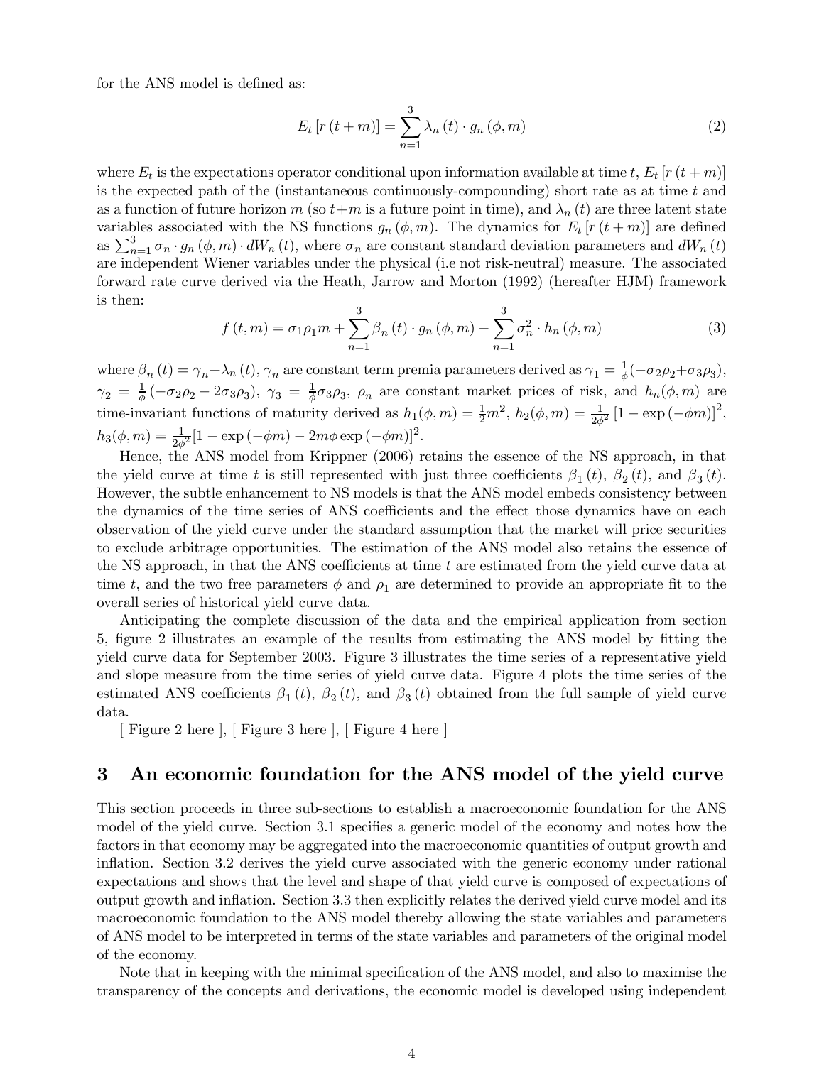for the ANS model is defined as:

$$E_t\left[r\left(t+m\right)\right]=\sum_{n=1}^{3}\lambda_n\left(t\right)\cdot g_n\left(\phi,m\right) \tag{2}$$

where $E_t$ is the expectations operator conditional upon information available at time $t$, $E_t\left[r\left(t+m\right)\right]$ is the expected path of the (instantaneous continuously-compounding) short rate as at time $t$ and as a function of future horizon $m$ (so $t+m$ is a future point in time), and $\lambda_n\left(t\right)$ are three latent state variables associated with the NS functions $g_n\left(\phi,m\right)$. The dynamics for $E_t\left[r\left(t+m\right)\right]$ are defined as $\sum_{n=1}^{3}\sigma_n\cdot g_n\left(\phi,m\right)\cdot dW_n\left(t\right)$, where $\sigma_n$ are constant standard deviation parameters and $dW_n\left(t\right)$ are independent Wiener variables under the physical (i.e not risk-neutral) measure. The associated forward rate curve derived via the Heath, Jarrow and Morton (1992) (hereafter HJM) framework is then:

$$f\left(t,m\right)=\sigma_1\rho_1 m+\sum_{n=1}^{3}\beta_n\left(t\right)\cdot g_n\left(\phi,m\right)-\sum_{n=1}^{3}\sigma_n^2\cdot h_n\left(\phi,m\right) \tag{3}$$

where $\beta_n\left(t\right)=\gamma_n+\lambda_n\left(t\right)$, $\gamma_n$ are constant term premia parameters derived as $\gamma_1=\frac{1}{\phi}(-\sigma_2\rho_2+\sigma_3\rho_3)$, $\gamma_2=\frac{1}{\phi}\left(-\sigma_2\rho_2-2\sigma_3\rho_3\right)$, $\gamma_3=\frac{1}{\phi}\sigma_3\rho_3$, $\rho_n$ are constant market prices of risk, and $h_n(\phi,m)$ are time-invariant functions of maturity derived as $h_1(\phi,m)=\frac{1}{2}m^2$, $h_2(\phi,m)=\frac{1}{2\phi^2}\left[1-\exp\left(-\phi m\right)\right]^2$, $h_3(\phi,m)=\frac{1}{2\phi^2}[1-\exp\left(-\phi m\right)-2m\phi\exp\left(-\phi m\right)]^2$.

Hence, the ANS model from Krippner (2006) retains the essence of the NS approach, in that the yield curve at time $t$ is still represented with just three coefficients $\beta_1\left(t\right)$, $\beta_2\left(t\right)$, and $\beta_3\left(t\right)$. However, the subtle enhancement to NS models is that the ANS model embeds consistency between the dynamics of the time series of ANS coefficients and the effect those dynamics have on each observation of the yield curve under the standard assumption that the market will price securities to exclude arbitrage opportunities. The estimation of the ANS model also retains the essence of the NS approach, in that the ANS coefficients at time $t$ are estimated from the yield curve data at time $t$, and the two free parameters $\phi$ and $\rho_1$ are determined to provide an appropriate fit to the overall series of historical yield curve data.

Anticipating the complete discussion of the data and the empirical application from section 5, figure 2 illustrates an example of the results from estimating the ANS model by fitting the yield curve data for September 2003. Figure 3 illustrates the time series of a representative yield and slope measure from the time series of yield curve data. Figure 4 plots the time series of the estimated ANS coefficients $\beta_1\left(t\right)$, $\beta_2\left(t\right)$, and $\beta_3\left(t\right)$ obtained from the full sample of yield curve data.

[ Figure 2 here ], [ Figure 3 here ], [ Figure 4 here ]

## 3 An economic foundation for the ANS model of the yield curve

This section proceeds in three sub-sections to establish a macroeconomic foundation for the ANS model of the yield curve. Section 3.1 specifies a generic model of the economy and notes how the factors in that economy may be aggregated into the macroeconomic quantities of output growth and inflation. Section 3.2 derives the yield curve associated with the generic economy under rational expectations and shows that the level and shape of that yield curve is composed of expectations of output growth and inflation. Section 3.3 then explicitly relates the derived yield curve model and its macroeconomic foundation to the ANS model thereby allowing the state variables and parameters of ANS model to be interpreted in terms of the state variables and parameters of the original model of the economy.

Note that in keeping with the minimal specification of the ANS model, and also to maximise the transparency of the concepts and derivations, the economic model is developed using independent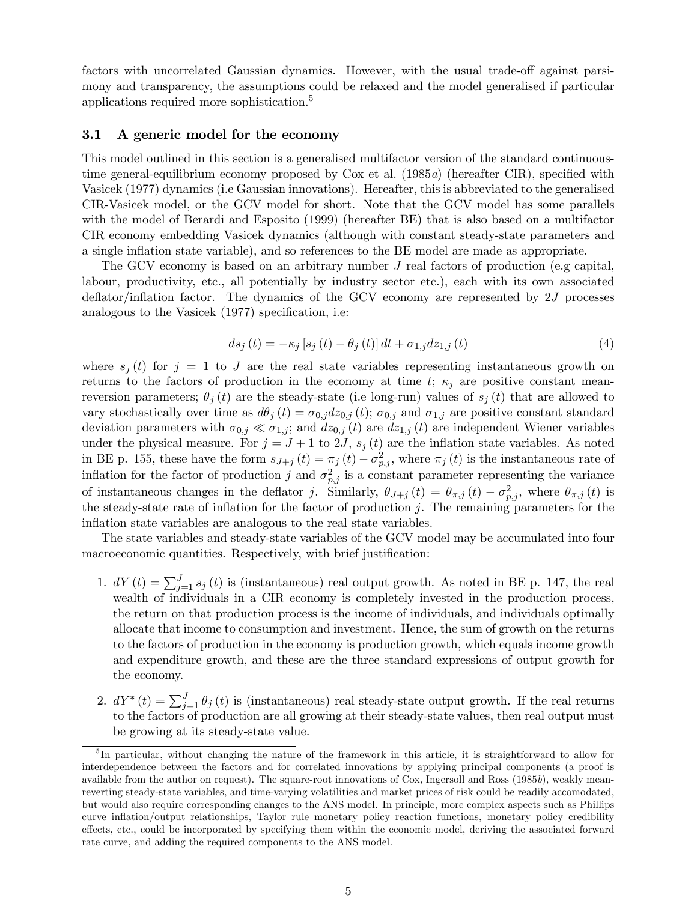factors with uncorrelated Gaussian dynamics. However, with the usual trade-off against parsimony and transparency, the assumptions could be relaxed and the model generalised if particular applications required more sophistication.[5]

### 3.1 A generic model for the economy

This model outlined in this section is a generalised multifactor version of the standard continuous-time general-equilibrium economy proposed by Cox et al. (1985*a*) (hereafter CIR), specified with Vasicek (1977) dynamics (i.e Gaussian innovations). Hereafter, this is abbreviated to the generalised CIR-Vasicek model, or the GCV model for short. Note that the GCV model has some parallels with the model of Berardi and Esposito (1999) (hereafter BE) that is also based on a multifactor CIR economy embedding Vasicek dynamics (although with constant steady-state parameters and a single inflation state variable), and so references to the BE model are made as appropriate.

The GCV economy is based on an arbitrary number $J$ real factors of production (e.g capital, labour, productivity, etc., all potentially by industry sector etc.), each with its own associated deflator/inflation factor. The dynamics of the GCV economy are represented by $2J$ processes analogous to the Vasicek (1977) specification, i.e:

$$ds_j(t) = -\kappa_j [s_j(t) - \theta_j(t)] dt + \sigma_{1,j} dz_{1,j}(t) \tag{4}$$

where $s_j(t)$ for $j = 1$ to $J$ are the real state variables representing instantaneous growth on returns to the factors of production in the economy at time $t$; $\kappa_j$ are positive constant mean-reversion parameters; $\theta_j(t)$ are the steady-state (i.e long-run) values of $s_j(t)$ that are allowed to vary stochastically over time as $d\theta_j(t) = \sigma_{0,j} dz_{0,j}(t)$; $\sigma_{0,j}$ and $\sigma_{1,j}$ are positive constant standard deviation parameters with $\sigma_{0,j} \ll \sigma_{1,j}$; and $dz_{0,j}(t)$ are $dz_{1,j}(t)$ are independent Wiener variables under the physical measure. For $j = J+1$ to $2J$, $s_j(t)$ are the inflation state variables. As noted in BE p. 155, these have the form $s_{J+j}(t) = \pi_j(t) - \sigma^2_{p,j}$, where $\pi_j(t)$ is the instantaneous rate of inflation for the factor of production $j$ and $\sigma^2_{p,j}$ is a constant parameter representing the variance of instantaneous changes in the deflator $j$. Similarly, $\theta_{J+j}(t) = \theta_{\pi,j}(t) - \sigma^2_{p,j}$, where $\theta_{\pi,j}(t)$ is the steady-state rate of inflation for the factor of production $j$. The remaining parameters for the inflation state variables are analogous to the real state variables.

The state variables and steady-state variables of the GCV model may be accumulated into four macroeconomic quantities. Respectively, with brief justification:

1. $dY(t) = \sum_{j=1}^{J} s_j(t)$ is (instantaneous) real output growth. As noted in BE p. 147, the real wealth of individuals in a CIR economy is completely invested in the production process, the return on that production process is the income of individuals, and individuals optimally allocate that income to consumption and investment. Hence, the sum of growth on the returns to the factors of production in the economy is production growth, which equals income growth and expenditure growth, and these are the three standard expressions of output growth for the economy.

2. $dY^*(t) = \sum_{j=1}^{J} \theta_j(t)$ is (instantaneous) real steady-state output growth. If the real returns to the factors of production are all growing at their steady-state values, then real output must be growing at its steady-state value.

[5] In particular, without changing the nature of the framework in this article, it is straightforward to allow for interdependence between the factors and for correlated innovations by applying principal components (a proof is available from the author on request). The square-root innovations of Cox, Ingersoll and Ross (1985*b*), weakly mean-reverting steady-state variables, and time-varying volatilities and market prices of risk could be readily accomodated, but would also require corresponding changes to the ANS model. In principle, more complex aspects such as Phillips curve inflation/output relationships, Taylor rule monetary policy reaction functions, monetary policy credibility effects, etc., could be incorporated by specifying them within the economic model, deriving the associated forward rate curve, and adding the required components to the ANS model.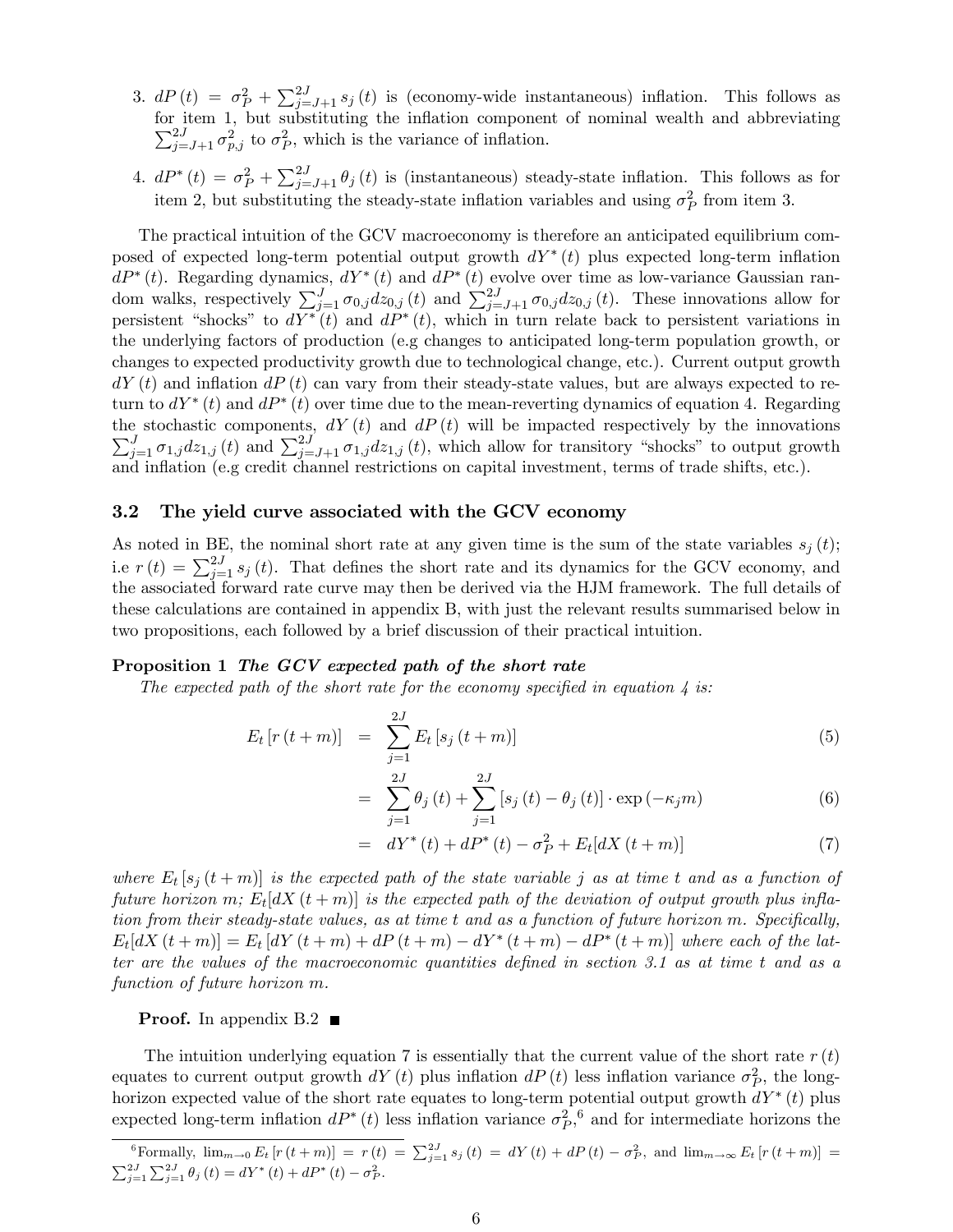3. $dP(t) = \sigma_P^2 + \sum_{j=J+1}^{2J} s_j(t)$ is (economy-wide instantaneous) inflation. This follows as for item 1, but substituting the inflation component of nominal wealth and abbreviating $\sum_{j=J+1}^{2J} \sigma_{p,j}^2$ to $\sigma_P^2$, which is the variance of inflation.

4. $dP^*(t) = \sigma_P^2 + \sum_{j=J+1}^{2J} \theta_j(t)$ is (instantaneous) steady-state inflation. This follows as for item 2, but substituting the steady-state inflation variables and using $\sigma_P^2$ from item 3.

The practical intuition of the GCV macroeconomy is therefore an anticipated equilibrium composed of expected long-term potential output growth $dY^*(t)$ plus expected long-term inflation $dP^*(t)$. Regarding dynamics, $dY^*(t)$ and $dP^*(t)$ evolve over time as low-variance Gaussian random walks, respectively $\sum_{j=1}^{J} \sigma_{0,j} dz_{0,j}(t)$ and $\sum_{j=J+1}^{2J} \sigma_{0,j} dz_{0,j}(t)$. These innovations allow for persistent "shocks" to $dY^*(t)$ and $dP^*(t)$, which in turn relate back to persistent variations in the underlying factors of production (e.g changes to anticipated long-term population growth, or changes to expected productivity growth due to technological change, etc.). Current output growth $dY(t)$ and inflation $dP(t)$ can vary from their steady-state values, but are always expected to return to $dY^*(t)$ and $dP^*(t)$ over time due to the mean-reverting dynamics of equation 4. Regarding the stochastic components, $dY(t)$ and $dP(t)$ will be impacted respectively by the innovations $\sum_{j=1}^{J} \sigma_{1,j} dz_{1,j}(t)$ and $\sum_{j=J+1}^{2J} \sigma_{1,j} dz_{1,j}(t)$, which allow for transitory "shocks" to output growth and inflation (e.g credit channel restrictions on capital investment, terms of trade shifts, etc.).

## 3.2 The yield curve associated with the GCV economy

As noted in BE, the nominal short rate at any given time is the sum of the state variables $s_j(t)$; i.e $r(t) = \sum_{j=1}^{2J} s_j(t)$. That defines the short rate and its dynamics for the GCV economy, and the associated forward rate curve may then be derived via the HJM framework. The full details of these calculations are contained in appendix B, with just the relevant results summarised below in two propositions, each followed by a brief discussion of their practical intuition.

**Proposition 1** ***The GCV expected path of the short rate***

*The expected path of the short rate for the economy specified in equation 4 is:*

$$E_t[r(t+m)] = \sum_{j=1}^{2J} E_t[s_j(t+m)] \tag{5}$$

$$= \sum_{j=1}^{2J} \theta_j(t) + \sum_{j=1}^{2J} [s_j(t) - \theta_j(t)] \cdot \exp(-\kappa_j m) \tag{6}$$

$$= dY^*(t) + dP^*(t) - \sigma_P^2 + E_t[dX(t+m)] \tag{7}$$

*where $E_t[s_j(t+m)]$ is the expected path of the state variable $j$ as at time $t$ and as a function of future horizon $m$; $E_t[dX(t+m)]$ is the expected path of the deviation of output growth plus inflation from their steady-state values, as at time $t$ and as a function of future horizon $m$. Specifically, $E_t[dX(t+m)] = E_t[dY(t+m) + dP(t+m) - dY^*(t+m) - dP^*(t+m)]$ where each of the latter are the values of the macroeconomic quantities defined in section 3.1 as at time $t$ and as a function of future horizon $m$.*

**Proof.** In appendix B.2 ■

The intuition underlying equation 7 is essentially that the current value of the short rate $r(t)$ equates to current output growth $dY(t)$ plus inflation $dP(t)$ less inflation variance $\sigma_P^2$, the long-horizon expected value of the short rate equates to long-term potential output growth $dY^*(t)$ plus expected long-term inflation $dP^*(t)$ less inflation variance $\sigma_P^2$,[6] and for intermediate horizons the

[6] Formally, $\lim_{m \to 0} E_t[r(t+m)] = r(t) = \sum_{j=1}^{2J} s_j(t) = dY(t) + dP(t) - \sigma_P^2$, and $\lim_{m \to \infty} E_t[r(t+m)] = \sum_{j=1}^{2J} \sum_{j=1}^{2J} \theta_j(t) = dY^*(t) + dP^*(t) - \sigma_P^2$.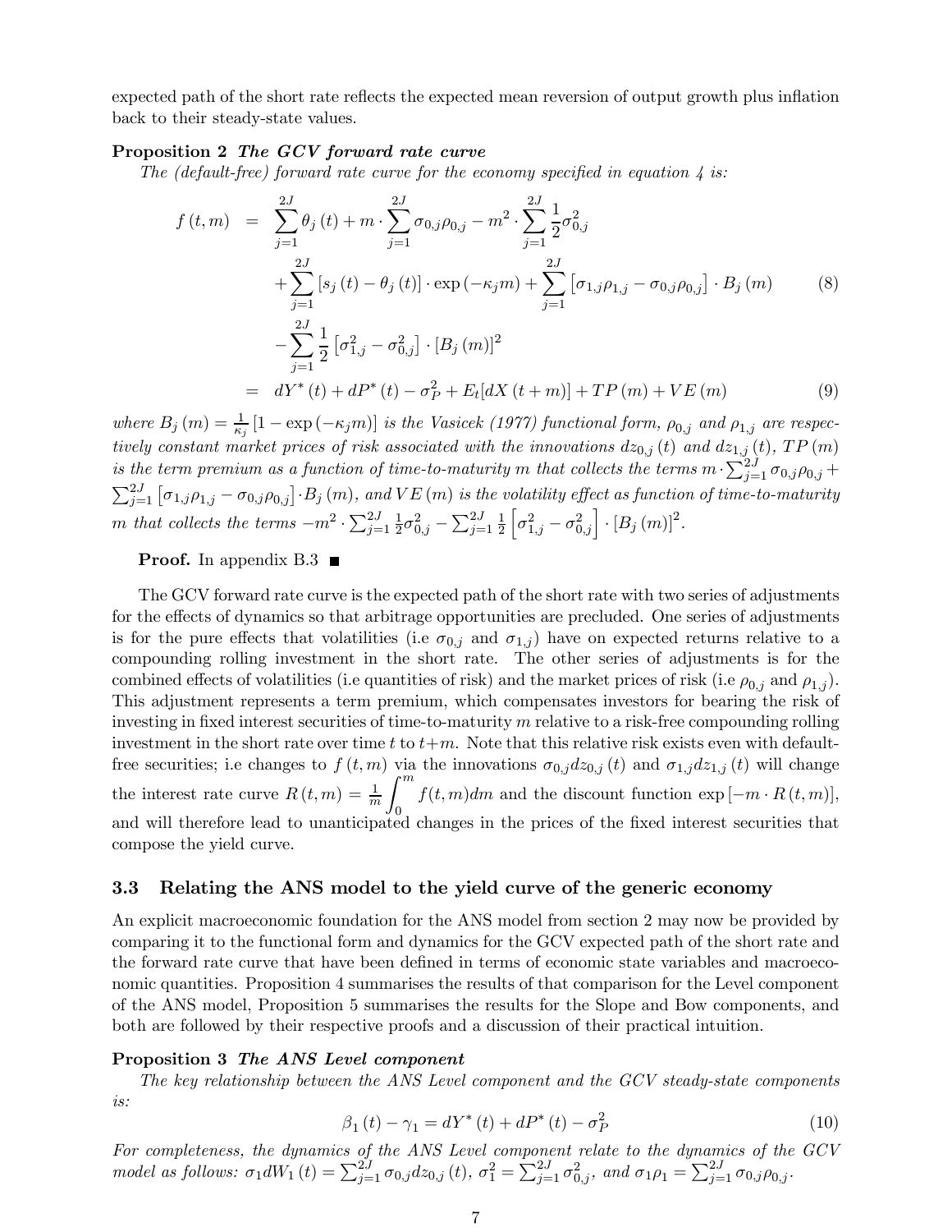expected path of the short rate reflects the expected mean reversion of output growth plus inflation back to their steady-state values.

**Proposition 2** ***The GCV forward rate curve***
*The (default-free) forward rate curve for the economy specified in equation 4 is:*

$$
\begin{aligned}
f(t,m) &= \sum_{j=1}^{2J} \theta_j(t) + m \cdot \sum_{j=1}^{2J} \sigma_{0,j}\rho_{0,j} - m^2 \cdot \sum_{j=1}^{2J} \frac{1}{2}\sigma_{0,j}^2 \\
&\quad + \sum_{j=1}^{2J} \left[s_j(t) - \theta_j(t)\right] \cdot \exp(-\kappa_j m) + \sum_{j=1}^{2J} \left[\sigma_{1,j}\rho_{1,j} - \sigma_{0,j}\rho_{0,j}\right] \cdot B_j(m) \qquad (8) \\
&\quad - \sum_{j=1}^{2J} \frac{1}{2}\left[\sigma_{1,j}^2 - \sigma_{0,j}^2\right] \cdot \left[B_j(m)\right]^2 \\
&= dY^*(t) + dP^*(t) - \sigma_P^2 + E_t[dX(t+m)] + TP(m) + VE(m) \qquad (9)
\end{aligned}
$$

*where $B_j(m) = \frac{1}{\kappa_j}\left[1 - \exp(-\kappa_j m)\right]$ is the Vasicek (1977) functional form, $\rho_{0,j}$ and $\rho_{1,j}$ are respectively constant market prices of risk associated with the innovations $dz_{0,j}(t)$ and $dz_{1,j}(t)$, $TP(m)$ is the term premium as a function of time-to-maturity $m$ that collects the terms $m \cdot \sum_{j=1}^{2J} \sigma_{0,j}\rho_{0,j} + \sum_{j=1}^{2J}\left[\sigma_{1,j}\rho_{1,j} - \sigma_{0,j}\rho_{0,j}\right] \cdot B_j(m)$, and $VE(m)$ is the volatility effect as function of time-to-maturity $m$ that collects the terms $-m^2 \cdot \sum_{j=1}^{2J} \frac{1}{2}\sigma_{0,j}^2 - \sum_{j=1}^{2J} \frac{1}{2}\left[\sigma_{1,j}^2 - \sigma_{0,j}^2\right] \cdot \left[B_j(m)\right]^2$.*

**Proof.** In appendix B.3 ■

The GCV forward rate curve is the expected path of the short rate with two series of adjustments for the effects of dynamics so that arbitrage opportunities are precluded. One series of adjustments is for the pure effects that volatilities (i.e $\sigma_{0,j}$ and $\sigma_{1,j}$) have on expected returns relative to a compounding rolling investment in the short rate. The other series of adjustments is for the combined effects of volatilities (i.e quantities of risk) and the market prices of risk (i.e $\rho_{0,j}$ and $\rho_{1,j}$). This adjustment represents a term premium, which compensates investors for bearing the risk of investing in fixed interest securities of time-to-maturity $m$ relative to a risk-free compounding rolling investment in the short rate over time $t$ to $t+m$. Note that this relative risk exists even with default-free securities; i.e changes to $f(t,m)$ via the innovations $\sigma_{0,j}dz_{0,j}(t)$ and $\sigma_{1,j}dz_{1,j}(t)$ will change the interest rate curve $R(t,m) = \frac{1}{m}\int_0^m f(t,m)dm$ and the discount function $\exp[-m \cdot R(t,m)]$, and will therefore lead to unanticipated changes in the prices of the fixed interest securities that compose the yield curve.

## 3.3 Relating the ANS model to the yield curve of the generic economy

An explicit macroeconomic foundation for the ANS model from section 2 may now be provided by comparing it to the functional form and dynamics for the GCV expected path of the short rate and the forward rate curve that have been defined in terms of economic state variables and macroeconomic quantities. Proposition 4 summarises the results of that comparison for the Level component of the ANS model, Proposition 5 summarises the results for the Slope and Bow components, and both are followed by their respective proofs and a discussion of their practical intuition.

**Proposition 3** ***The ANS Level component***
*The key relationship between the ANS Level component and the GCV steady-state components is:*

$$\beta_1(t) - \gamma_1 = dY^*(t) + dP^*(t) - \sigma_P^2 \qquad (10)$$

*For completeness, the dynamics of the ANS Level component relate to the dynamics of the GCV model as follows: $\sigma_1 dW_1(t) = \sum_{j=1}^{2J} \sigma_{0,j}dz_{0,j}(t)$, $\sigma_1^2 = \sum_{j=1}^{2J} \sigma_{0,j}^2$, and $\sigma_1\rho_1 = \sum_{j=1}^{2J} \sigma_{0,j}\rho_{0,j}$.*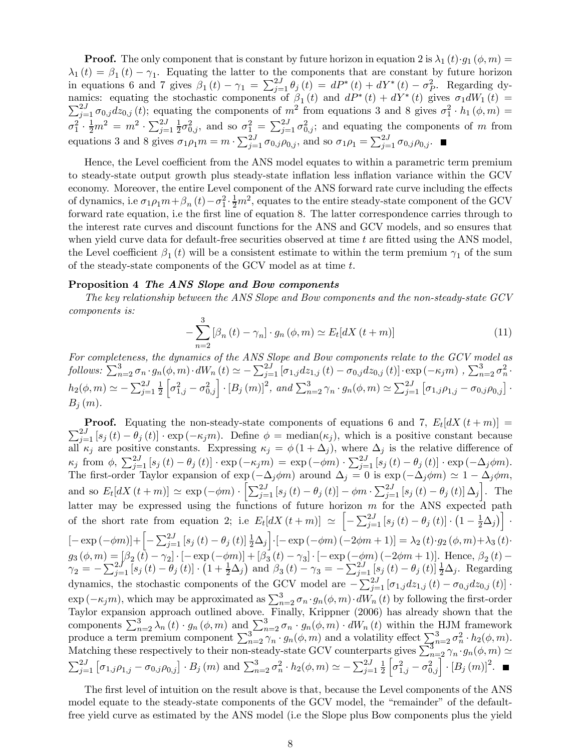**Proof.** The only component that is constant by future horizon in equation 2 is $\lambda_1(t) \cdot g_1(\phi, m) = \lambda_1(t) = \beta_1(t) - \gamma_1$. Equating the latter to the components that are constant by future horizon in equations 6 and 7 gives $\beta_1(t) - \gamma_1 = \sum_{j=1}^{2J} \theta_j(t) = dP^*(t) + dY^*(t) - \sigma_P^2$. Regarding dynamics: equating the stochastic components of $\beta_1(t)$ and $dP^*(t) + dY^*(t)$ gives $\sigma_1 dW_1(t) = \sum_{j=1}^{2J} \sigma_{0,j} dz_{0,j}(t)$; equating the components of $m^2$ from equations 3 and 8 gives $\sigma_1^2 \cdot h_1(\phi, m) = \sigma_1^2 \cdot \frac{1}{2} m^2 = m^2 \cdot \sum_{j=1}^{2J} \frac{1}{2} \sigma_{0,j}^2$, and so $\sigma_1^2 = \sum_{j=1}^{2J} \sigma_{0,j}^2$; and equating the components of $m$ from equations 3 and 8 gives $\sigma_1 \rho_1 m = m \cdot \sum_{j=1}^{2J} \sigma_{0,j} \rho_{0,j}$, and so $\sigma_1 \rho_1 = \sum_{j=1}^{2J} \sigma_{0,j} \rho_{0,j}$. ■

Hence, the Level coefficient from the ANS model equates to within a parametric term premium to steady-state output growth plus steady-state inflation less inflation variance within the GCV economy. Moreover, the entire Level component of the ANS forward rate curve including the effects of dynamics, i.e $\sigma_1 \rho_1 m + \beta_n(t) - \sigma_1^2 \cdot \frac{1}{2} m^2$, equates to the entire steady-state component of the GCV forward rate equation, i.e the first line of equation 8. The latter correspondence carries through to the interest rate curves and discount functions for the ANS and GCV models, and so ensures that when yield curve data for default-free securities observed at time $t$ are fitted using the ANS model, the Level coefficient $\beta_1(t)$ will be a consistent estimate to within the term premium $\gamma_1$ of the sum of the steady-state components of the GCV model as at time $t$.

**Proposition 4** ***The ANS Slope and Bow components***

*The key relationship between the ANS Slope and Bow components and the non-steady-state GCV components is:*

$$-\sum_{n=2}^{3} [\beta_n(t) - \gamma_n] \cdot g_n(\phi, m) \simeq E_t[dX(t+m)] \tag{11}$$

*For completeness, the dynamics of the ANS Slope and Bow components relate to the GCV model as follows:* $\sum_{n=2}^{3} \sigma_n \cdot g_n(\phi, m) \cdot dW_n(t) \simeq -\sum_{j=1}^{2J} [\sigma_{1,j} dz_{1,j}(t) - \sigma_{0,j} dz_{0,j}(t)] \cdot \exp(-\kappa_j m)$ , $\sum_{n=2}^{3} \sigma_n^2 \cdot h_2(\phi, m) \simeq -\sum_{j=1}^{2J} \frac{1}{2} \left[\sigma_{1,j}^2 - \sigma_{0,j}^2\right] \cdot [B_j(m)]^2$*, and* $\sum_{n=2}^{3} \gamma_n \cdot g_n(\phi, m) \simeq \sum_{j=1}^{2J} \left[\sigma_{1,j} \rho_{1,j} - \sigma_{0,j} \rho_{0,j}\right] \cdot B_j(m)$.

**Proof.** Equating the non-steady-state components of equations 6 and 7, $E_t[dX(t+m)] = \sum_{j=1}^{2J} [s_j(t) - \theta_j(t)] \cdot \exp(-\kappa_j m)$. Define $\phi = \text{median}(\kappa_j)$, which is a positive constant because all $\kappa_j$ are positive constants. Expressing $\kappa_j = \phi(1 + \Delta_j)$, where $\Delta_j$ is the relative difference of $\kappa_j$ from $\phi$, $\sum_{j=1}^{2J} [s_j(t) - \theta_j(t)] \cdot \exp(-\kappa_j m) = \exp(-\phi m) \cdot \sum_{j=1}^{2J} [s_j(t) - \theta_j(t)] \cdot \exp(-\Delta_j \phi m)$. The first-order Taylor expansion of $\exp(-\Delta_j \phi m)$ around $\Delta_j = 0$ is $\exp(-\Delta_j \phi m) \simeq 1 - \Delta_j \phi m$, and so $E_t[dX(t+m)] \simeq \exp(-\phi m) \cdot \left[\sum_{j=1}^{2J} [s_j(t) - \theta_j(t)] - \phi m \cdot \sum_{j=1}^{2J} [s_j(t) - \theta_j(t)] \Delta_j\right]$. The latter may be expressed using the functions of future horizon $m$ for the ANS expected path of the short rate from equation 2; i.e $E_t[dX(t+m)] \simeq \left[-\sum_{j=1}^{2J} [s_j(t) - \theta_j(t)] \cdot \left(1 - \frac{1}{2}\Delta_j\right)\right] \cdot [-\exp(-\phi m)] + \left[-\sum_{j=1}^{2J} [s_j(t) - \theta_j(t)] \frac{1}{2}\Delta_j\right] \cdot [-\exp(-\phi m)(-2\phi m + 1)] = \lambda_2(t) \cdot g_2(\phi, m) + \lambda_3(t) \cdot g_3(\phi, m) = [\beta_2(t) - \gamma_2] \cdot [-\exp(-\phi m)] + [\beta_3(t) - \gamma_3] \cdot [-\exp(-\phi m)(-2\phi m + 1)]$. Hence, $\beta_2(t) - \gamma_2 = -\sum_{j=1}^{2J} [s_j(t) - \theta_j(t)] \cdot \left(1 + \frac{1}{2}\Delta_j\right)$ and $\beta_3(t) - \gamma_3 = -\sum_{j=1}^{2J} [s_j(t) - \theta_j(t)] \frac{1}{2}\Delta_j$. Regarding dynamics, the stochastic components of the GCV model are $-\sum_{j=1}^{2J} [\sigma_{1,j} dz_{1,j}(t) - \sigma_{0,j} dz_{0,j}(t)] \cdot \exp(-\kappa_j m)$, which may be approximated as $\sum_{n=2}^{3} \sigma_n \cdot g_n(\phi, m) \cdot dW_n(t)$ by following the first-order Taylor expansion approach outlined above. Finally, Krippner (2006) has already shown that the components $\sum_{n=2}^{3} \lambda_n(t) \cdot g_n(\phi, m)$ and $\sum_{n=2}^{3} \sigma_n \cdot g_n(\phi, m) \cdot dW_n(t)$ within the HJM framework produce a term premium component $\sum_{n=2}^{3} \gamma_n \cdot g_n(\phi, m)$ and a volatility effect $\sum_{n=2}^{3} \sigma_n^2 \cdot h_2(\phi, m)$. Matching these respectively to their non-steady-state GCV counterparts gives $\sum_{n=2}^{3} \gamma_n \cdot g_n(\phi, m) \simeq \sum_{j=1}^{2J} \left[\sigma_{1,j} \rho_{1,j} - \sigma_{0,j} \rho_{0,j}\right] \cdot B_j(m)$ and $\sum_{n=2}^{3} \sigma_n^2 \cdot h_2(\phi, m) \simeq -\sum_{j=1}^{2J} \frac{1}{2} \left[\sigma_{1,j}^2 - \sigma_{0,j}^2\right] \cdot [B_j(m)]^2$. ■

The first level of intuition on the result above is that, because the Level components of the ANS model equate to the steady-state components of the GCV model, the "remainder" of the default-free yield curve as estimated by the ANS model (i.e the Slope plus Bow components plus the yield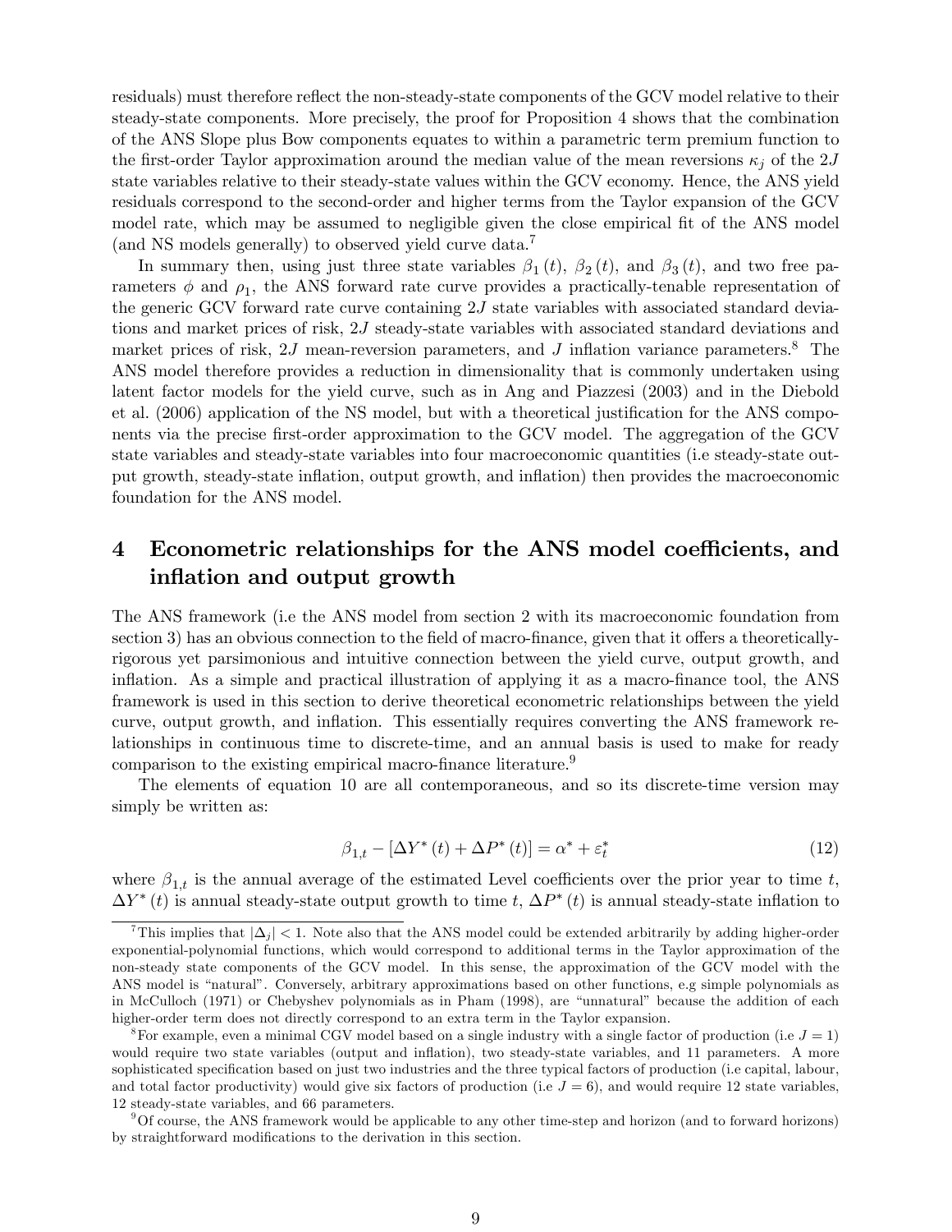residuals) must therefore reflect the non-steady-state components of the GCV model relative to their steady-state components. More precisely, the proof for Proposition 4 shows that the combination of the ANS Slope plus Bow components equates to within a parametric term premium function to the first-order Taylor approximation around the median value of the mean reversions $\kappa_j$ of the $2J$ state variables relative to their steady-state values within the GCV economy. Hence, the ANS yield residuals correspond to the second-order and higher terms from the Taylor expansion of the GCV model rate, which may be assumed to negligible given the close empirical fit of the ANS model (and NS models generally) to observed yield curve data.[7]

In summary then, using just three state variables $\beta_1(t)$, $\beta_2(t)$, and $\beta_3(t)$, and two free parameters $\phi$ and $\rho_1$, the ANS forward rate curve provides a practically-tenable representation of the generic GCV forward rate curve containing $2J$ state variables with associated standard deviations and market prices of risk, $2J$ steady-state variables with associated standard deviations and market prices of risk, $2J$ mean-reversion parameters, and $J$ inflation variance parameters.[8] The ANS model therefore provides a reduction in dimensionality that is commonly undertaken using latent factor models for the yield curve, such as in Ang and Piazzesi (2003) and in the Diebold et al. (2006) application of the NS model, but with a theoretical justification for the ANS components via the precise first-order approximation to the GCV model. The aggregation of the GCV state variables and steady-state variables into four macroeconomic quantities (i.e steady-state output growth, steady-state inflation, output growth, and inflation) then provides the macroeconomic foundation for the ANS model.

# 4 Econometric relationships for the ANS model coefficients, and inflation and output growth

The ANS framework (i.e the ANS model from section 2 with its macroeconomic foundation from section 3) has an obvious connection to the field of macro-finance, given that it offers a theoretically-rigorous yet parsimonious and intuitive connection between the yield curve, output growth, and inflation. As a simple and practical illustration of applying it as a macro-finance tool, the ANS framework is used in this section to derive theoretical econometric relationships between the yield curve, output growth, and inflation. This essentially requires converting the ANS framework relationships in continuous time to discrete-time, and an annual basis is used to make for ready comparison to the existing empirical macro-finance literature.[9]

The elements of equation 10 are all contemporaneous, and so its discrete-time version may simply be written as:

$$\beta_{1,t} - [\Delta Y^*(t) + \Delta P^*(t)] = \alpha^* + \varepsilon_t^* \tag{12}$$

where $\beta_{1,t}$ is the annual average of the estimated Level coefficients over the prior year to time $t$, $\Delta Y^*(t)$ is annual steady-state output growth to time $t$, $\Delta P^*(t)$ is annual steady-state inflation to

---

[7] This implies that $|\Delta_j| < 1$. Note also that the ANS model could be extended arbitrarily by adding higher-order exponential-polynomial functions, which would correspond to additional terms in the Taylor approximation of the non-steady state components of the GCV model. In this sense, the approximation of the GCV model with the ANS model is "natural". Conversely, arbitrary approximations based on other functions, e.g simple polynomials as in McCulloch (1971) or Chebyshev polynomials as in Pham (1998), are "unnatural" because the addition of each higher-order term does not directly correspond to an extra term in the Taylor expansion.

[8] For example, even a minimal CGV model based on a single industry with a single factor of production (i.e $J = 1$) would require two state variables (output and inflation), two steady-state variables, and 11 parameters. A more sophisticated specification based on just two industries and the three typical factors of production (i.e capital, labour, and total factor productivity) would give six factors of production (i.e $J = 6$), and would require 12 state variables, 12 steady-state variables, and 66 parameters.

[9] Of course, the ANS framework would be applicable to any other time-step and horizon (and to forward horizons) by straightforward modifications to the derivation in this section.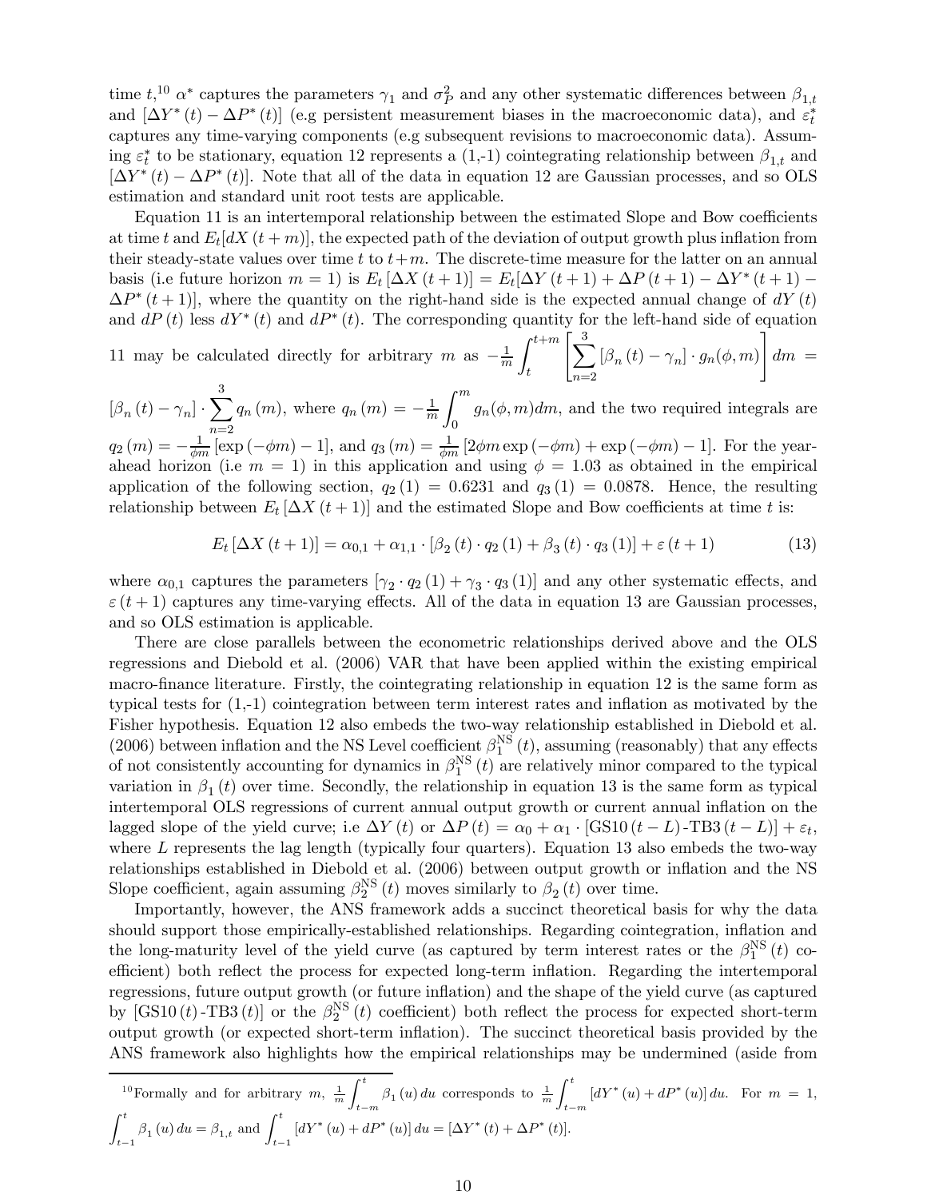time $t$,[10] $\alpha^*$ captures the parameters $\gamma_1$ and $\sigma_P^2$ and any other systematic differences between $\beta_{1,t}$ and $[\Delta Y^*(t) - \Delta P^*(t)]$ (e.g persistent measurement biases in the macroeconomic data), and $\varepsilon_t^*$ captures any time-varying components (e.g subsequent revisions to macroeconomic data). Assuming $\varepsilon_t^*$ to be stationary, equation 12 represents a (1,-1) cointegrating relationship between $\beta_{1,t}$ and $[\Delta Y^*(t) - \Delta P^*(t)]$. Note that all of the data in equation 12 are Gaussian processes, and so OLS estimation and standard unit root tests are applicable.

Equation 11 is an intertemporal relationship between the estimated Slope and Bow coefficients at time $t$ and $E_t[dX(t+m)]$, the expected path of the deviation of output growth plus inflation from their steady-state values over time $t$ to $t+m$. The discrete-time measure for the latter on an annual basis (i.e future horizon $m = 1$) is $E_t[\Delta X(t+1)] = E_t[\Delta Y(t+1) + \Delta P(t+1) - \Delta Y^*(t+1) - \Delta P^*(t+1)]$, where the quantity on the right-hand side is the expected annual change of $dY(t)$ and $dP(t)$ less $dY^*(t)$ and $dP^*(t)$. The corresponding quantity for the left-hand side of equation 11 may be calculated directly for arbitrary $m$ as $-\frac{1}{m}\int_t^{t+m}\left[\sum_{n=2}^{3}[\beta_n(t) - \gamma_n] \cdot g_n(\phi, m)\right] dm = [\beta_n(t) - \gamma_n] \cdot \sum_{n=2}^{3} q_n(m)$, where $q_n(m) = -\frac{1}{m}\int_0^m g_n(\phi, m)dm$, and the two required integrals are $q_2(m) = -\frac{1}{\phi m}[\exp(-\phi m) - 1]$, and $q_3(m) = \frac{1}{\phi m}[2\phi m \exp(-\phi m) + \exp(-\phi m) - 1]$. For the year-ahead horizon (i.e $m = 1$) in this application and using $\phi = 1.03$ as obtained in the empirical application of the following section, $q_2(1) = 0.6231$ and $q_3(1) = 0.0878$. Hence, the resulting relationship between $E_t[\Delta X(t+1)]$ and the estimated Slope and Bow coefficients at time $t$ is:

$$E_t[\Delta X(t+1)] = \alpha_{0,1} + \alpha_{1,1} \cdot [\beta_2(t) \cdot q_2(1) + \beta_3(t) \cdot q_3(1)] + \varepsilon(t+1) \tag{13}$$

where $\alpha_{0,1}$ captures the parameters $[\gamma_2 \cdot q_2(1) + \gamma_3 \cdot q_3(1)]$ and any other systematic effects, and $\varepsilon(t+1)$ captures any time-varying effects. All of the data in equation 13 are Gaussian processes, and so OLS estimation is applicable.

There are close parallels between the econometric relationships derived above and the OLS regressions and Diebold et al. (2006) VAR that have been applied within the existing empirical macro-finance literature. Firstly, the cointegrating relationship in equation 12 is the same form as typical tests for (1,-1) cointegration between term interest rates and inflation as motivated by the Fisher hypothesis. Equation 12 also embeds the two-way relationship established in Diebold et al. (2006) between inflation and the NS Level coefficient $\beta_1^{\text{NS}}(t)$, assuming (reasonably) that any effects of not consistently accounting for dynamics in $\beta_1^{\text{NS}}(t)$ are relatively minor compared to the typical variation in $\beta_1(t)$ over time. Secondly, the relationship in equation 13 is the same form as typical intertemporal OLS regressions of current annual output growth or current annual inflation on the lagged slope of the yield curve; i.e $\Delta Y(t)$ or $\Delta P(t) = \alpha_0 + \alpha_1 \cdot [\text{GS10}(t-L)\text{-TB3}(t-L)] + \varepsilon_t$, where $L$ represents the lag length (typically four quarters). Equation 13 also embeds the two-way relationships established in Diebold et al. (2006) between output growth or inflation and the NS Slope coefficient, again assuming $\beta_2^{\text{NS}}(t)$ moves similarly to $\beta_2(t)$ over time.

Importantly, however, the ANS framework adds a succinct theoretical basis for why the data should support those empirically-established relationships. Regarding cointegration, inflation and the long-maturity level of the yield curve (as captured by term interest rates or the $\beta_1^{\text{NS}}(t)$ coefficient) both reflect the process for expected long-term inflation. Regarding the intertemporal regressions, future output growth (or future inflation) and the shape of the yield curve (as captured by $[\text{GS10}(t)\text{-TB3}(t)]$ or the $\beta_2^{\text{NS}}(t)$ coefficient) both reflect the process for expected short-term output growth (or expected short-term inflation). The succinct theoretical basis provided by the ANS framework also highlights how the empirical relationships may be undermined (aside from

[10] Formally and for arbitrary $m$, $\frac{1}{m}\int_{t-m}^{t}\beta_1(u)\,du$ corresponds to $\frac{1}{m}\int_{t-m}^{t}[dY^*(u) + dP^*(u)]\,du$. For $m = 1$, $\int_{t-1}^{t}\beta_1(u)\,du = \beta_{1,t}$ and $\int_{t-1}^{t}[dY^*(u) + dP^*(u)]\,du = [\Delta Y^*(t) + \Delta P^*(t)]$.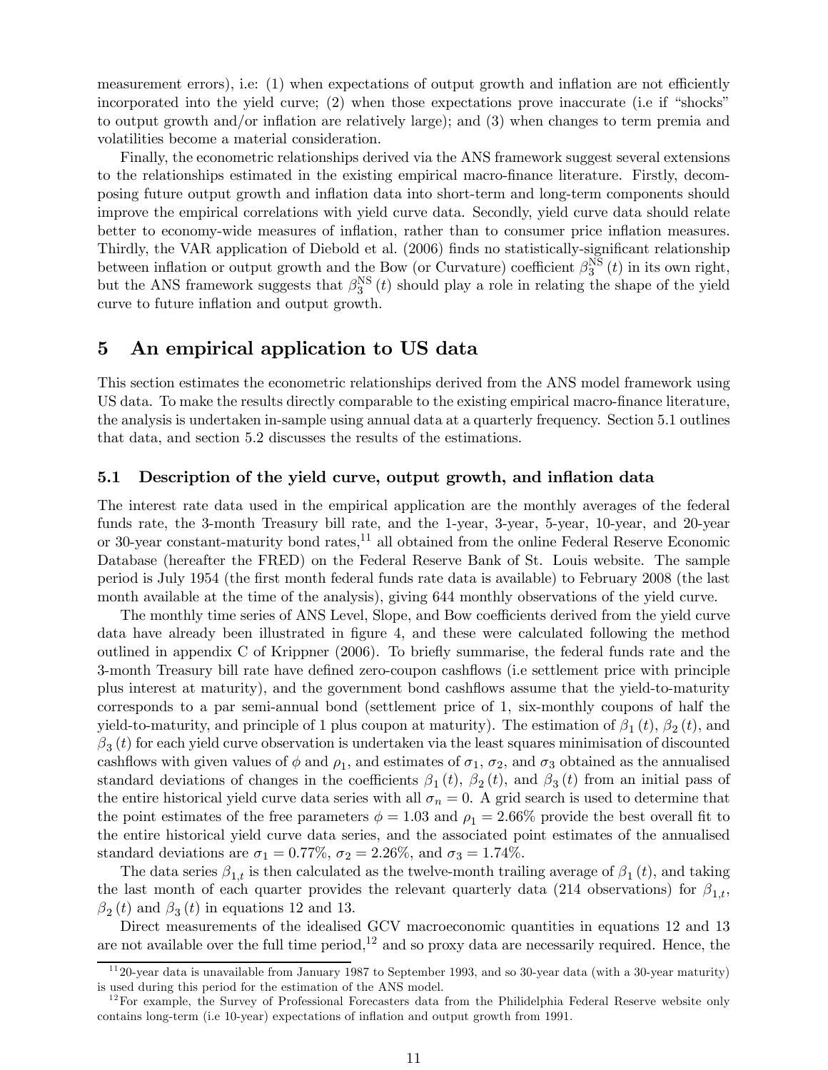measurement errors), i.e: (1) when expectations of output growth and inflation are not efficiently incorporated into the yield curve; (2) when those expectations prove inaccurate (i.e if "shocks" to output growth and/or inflation are relatively large); and (3) when changes to term premia and volatilities become a material consideration.

Finally, the econometric relationships derived via the ANS framework suggest several extensions to the relationships estimated in the existing empirical macro-finance literature. Firstly, decomposing future output growth and inflation data into short-term and long-term components should improve the empirical correlations with yield curve data. Secondly, yield curve data should relate better to economy-wide measures of inflation, rather than to consumer price inflation measures. Thirdly, the VAR application of Diebold et al. (2006) finds no statistically-significant relationship between inflation or output growth and the Bow (or Curvature) coefficient $\beta_3^{\mathrm{NS}}(t)$ in its own right, but the ANS framework suggests that $\beta_3^{\mathrm{NS}}(t)$ should play a role in relating the shape of the yield curve to future inflation and output growth.

# 5 An empirical application to US data

This section estimates the econometric relationships derived from the ANS model framework using US data. To make the results directly comparable to the existing empirical macro-finance literature, the analysis is undertaken in-sample using annual data at a quarterly frequency. Section 5.1 outlines that data, and section 5.2 discusses the results of the estimations.

## 5.1 Description of the yield curve, output growth, and inflation data

The interest rate data used in the empirical application are the monthly averages of the federal funds rate, the 3-month Treasury bill rate, and the 1-year, 3-year, 5-year, 10-year, and 20-year or 30-year constant-maturity bond rates,[11] all obtained from the online Federal Reserve Economic Database (hereafter the FRED) on the Federal Reserve Bank of St. Louis website. The sample period is July 1954 (the first month federal funds rate data is available) to February 2008 (the last month available at the time of the analysis), giving 644 monthly observations of the yield curve.

The monthly time series of ANS Level, Slope, and Bow coefficients derived from the yield curve data have already been illustrated in figure 4, and these were calculated following the method outlined in appendix C of Krippner (2006). To briefly summarise, the federal funds rate and the 3-month Treasury bill rate have defined zero-coupon cashflows (i.e settlement price with principle plus interest at maturity), and the government bond cashflows assume that the yield-to-maturity corresponds to a par semi-annual bond (settlement price of 1, six-monthly coupons of half the yield-to-maturity, and principle of 1 plus coupon at maturity). The estimation of $\beta_1(t)$, $\beta_2(t)$, and $\beta_3(t)$ for each yield curve observation is undertaken via the least squares minimisation of discounted cashflows with given values of $\phi$ and $\rho_1$, and estimates of $\sigma_1$, $\sigma_2$, and $\sigma_3$ obtained as the annualised standard deviations of changes in the coefficients $\beta_1(t)$, $\beta_2(t)$, and $\beta_3(t)$ from an initial pass of the entire historical yield curve data series with all $\sigma_n = 0$. A grid search is used to determine that the point estimates of the free parameters $\phi = 1.03$ and $\rho_1 = 2.66\%$ provide the best overall fit to the entire historical yield curve data series, and the associated point estimates of the annualised standard deviations are $\sigma_1 = 0.77\%$, $\sigma_2 = 2.26\%$, and $\sigma_3 = 1.74\%$.

The data series $\beta_{1,t}$ is then calculated as the twelve-month trailing average of $\beta_1(t)$, and taking the last month of each quarter provides the relevant quarterly data (214 observations) for $\beta_{1,t}$, $\beta_2(t)$ and $\beta_3(t)$ in equations 12 and 13.

Direct measurements of the idealised GCV macroeconomic quantities in equations 12 and 13 are not available over the full time period,[12] and so proxy data are necessarily required. Hence, the

[11] 20-year data is unavailable from January 1987 to September 1993, and so 30-year data (with a 30-year maturity) is used during this period for the estimation of the ANS model.

[12] For example, the Survey of Professional Forecasters data from the Philidelphia Federal Reserve website only contains long-term (i.e 10-year) expectations of inflation and output growth from 1991.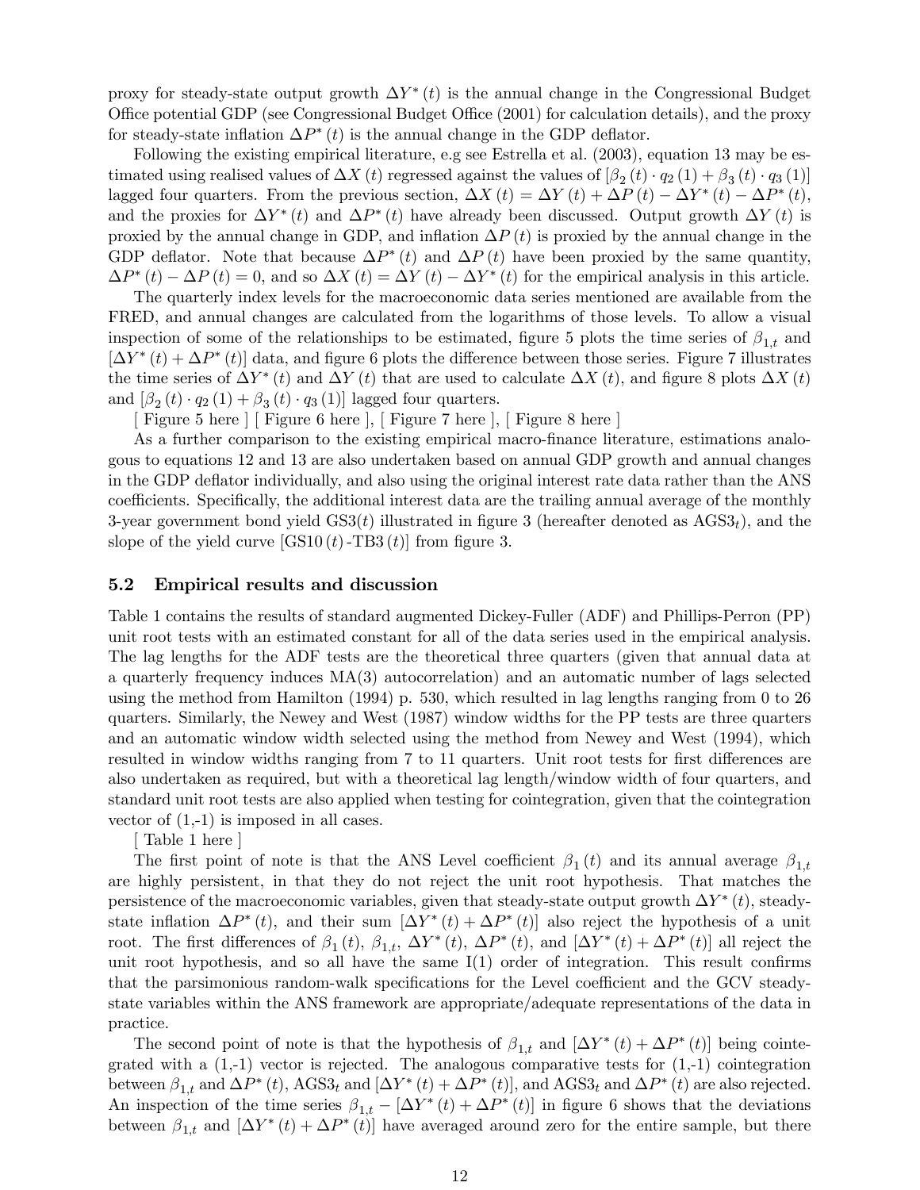proxy for steady-state output growth $\Delta Y^*(t)$ is the annual change in the Congressional Budget Office potential GDP (see Congressional Budget Office (2001) for calculation details), and the proxy for steady-state inflation $\Delta P^*(t)$ is the annual change in the GDP deflator.

Following the existing empirical literature, e.g see Estrella et al. (2003), equation 13 may be estimated using realised values of $\Delta X(t)$ regressed against the values of $[\beta_2(t) \cdot q_2(1) + \beta_3(t) \cdot q_3(1)]$ lagged four quarters. From the previous section, $\Delta X(t) = \Delta Y(t) + \Delta P(t) - \Delta Y^*(t) - \Delta P^*(t)$, and the proxies for $\Delta Y^*(t)$ and $\Delta P^*(t)$ have already been discussed. Output growth $\Delta Y(t)$ is proxied by the annual change in GDP, and inflation $\Delta P(t)$ is proxied by the annual change in the GDP deflator. Note that because $\Delta P^*(t)$ and $\Delta P(t)$ have been proxied by the same quantity, $\Delta P^*(t) - \Delta P(t) = 0$, and so $\Delta X(t) = \Delta Y(t) - \Delta Y^*(t)$ for the empirical analysis in this article.

The quarterly index levels for the macroeconomic data series mentioned are available from the FRED, and annual changes are calculated from the logarithms of those levels. To allow a visual inspection of some of the relationships to be estimated, figure 5 plots the time series of $\beta_{1,t}$ and $[\Delta Y^*(t) + \Delta P^*(t)]$ data, and figure 6 plots the difference between those series. Figure 7 illustrates the time series of $\Delta Y^*(t)$ and $\Delta Y(t)$ that are used to calculate $\Delta X(t)$, and figure 8 plots $\Delta X(t)$ and $[\beta_2(t) \cdot q_2(1) + \beta_3(t) \cdot q_3(1)]$ lagged four quarters.

[ Figure 5 here ] [ Figure 6 here ], [ Figure 7 here ], [ Figure 8 here ]

As a further comparison to the existing empirical macro-finance literature, estimations analogous to equations 12 and 13 are also undertaken based on annual GDP growth and annual changes in the GDP deflator individually, and also using the original interest rate data rather than the ANS coefficients. Specifically, the additional interest data are the trailing annual average of the monthly 3-year government bond yield GS3($t$) illustrated in figure 3 (hereafter denoted as $\text{AGS3}_t$), and the slope of the yield curve $[\text{GS10}(t)\text{-TB3}(t)]$ from figure 3.

## 5.2 Empirical results and discussion

Table 1 contains the results of standard augmented Dickey-Fuller (ADF) and Phillips-Perron (PP) unit root tests with an estimated constant for all of the data series used in the empirical analysis. The lag lengths for the ADF tests are the theoretical three quarters (given that annual data at a quarterly frequency induces MA(3) autocorrelation) and an automatic number of lags selected using the method from Hamilton (1994) p. 530, which resulted in lag lengths ranging from 0 to 26 quarters. Similarly, the Newey and West (1987) window widths for the PP tests are three quarters and an automatic window width selected using the method from Newey and West (1994), which resulted in window widths ranging from 7 to 11 quarters. Unit root tests for first differences are also undertaken as required, but with a theoretical lag length/window width of four quarters, and standard unit root tests are also applied when testing for cointegration, given that the cointegration vector of (1,-1) is imposed in all cases.

[ Table 1 here ]

The first point of note is that the ANS Level coefficient $\beta_1(t)$ and its annual average $\beta_{1,t}$ are highly persistent, in that they do not reject the unit root hypothesis. That matches the persistence of the macroeconomic variables, given that steady-state output growth $\Delta Y^*(t)$, steady-state inflation $\Delta P^*(t)$, and their sum $[\Delta Y^*(t) + \Delta P^*(t)]$ also reject the hypothesis of a unit root. The first differences of $\beta_1(t)$, $\beta_{1,t}$, $\Delta Y^*(t)$, $\Delta P^*(t)$, and $[\Delta Y^*(t) + \Delta P^*(t)]$ all reject the unit root hypothesis, and so all have the same I(1) order of integration. This result confirms that the parsimonious random-walk specifications for the Level coefficient and the GCV steady-state variables within the ANS framework are appropriate/adequate representations of the data in practice.

The second point of note is that the hypothesis of $\beta_{1,t}$ and $[\Delta Y^*(t) + \Delta P^*(t)]$ being cointegrated with a (1,-1) vector is rejected. The analogous comparative tests for (1,-1) cointegration between $\beta_{1,t}$ and $\Delta P^*(t)$, $\text{AGS3}_t$ and $[\Delta Y^*(t) + \Delta P^*(t)]$, and $\text{AGS3}_t$ and $\Delta P^*(t)$ are also rejected. An inspection of the time series $\beta_{1,t} - [\Delta Y^*(t) + \Delta P^*(t)]$ in figure 6 shows that the deviations between $\beta_{1,t}$ and $[\Delta Y^*(t) + \Delta P^*(t)]$ have averaged around zero for the entire sample, but there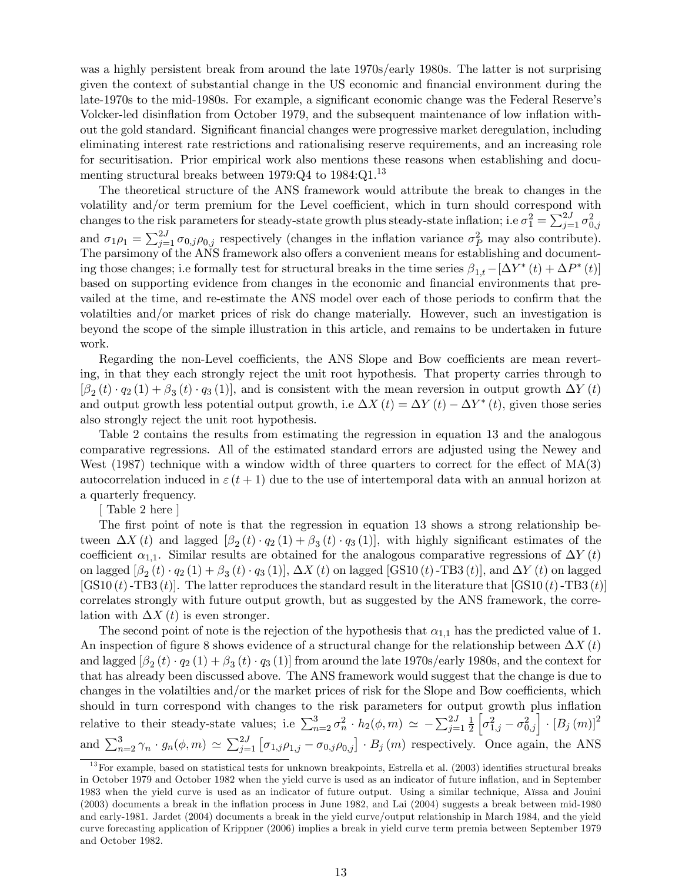was a highly persistent break from around the late 1970s/early 1980s. The latter is not surprising given the context of substantial change in the US economic and financial environment during the late-1970s to the mid-1980s. For example, a significant economic change was the Federal Reserve's Volcker-led disinflation from October 1979, and the subsequent maintenance of low inflation without the gold standard. Significant financial changes were progressive market deregulation, including eliminating interest rate restrictions and rationalising reserve requirements, and an increasing role for securitisation. Prior empirical work also mentions these reasons when establishing and documenting structural breaks between 1979:Q4 to 1984:Q1.[13]

The theoretical structure of the ANS framework would attribute the break to changes in the volatility and/or term premium for the Level coefficient, which in turn should correspond with changes to the risk parameters for steady-state growth plus steady-state inflation; i.e $\sigma_1^2 = \sum_{j=1}^{2J} \sigma_{0,j}^2$ and $\sigma_1 \rho_1 = \sum_{j=1}^{2J} \sigma_{0,j} \rho_{0,j}$ respectively (changes in the inflation variance $\sigma_P^2$ may also contribute). The parsimony of the ANS framework also offers a convenient means for establishing and documenting those changes; i.e formally test for structural breaks in the time series $\beta_{1,t} - [\Delta Y^*(t) + \Delta P^*(t)]$ based on supporting evidence from changes in the economic and financial environments that prevailed at the time, and re-estimate the ANS model over each of those periods to confirm that the volatilties and/or market prices of risk do change materially. However, such an investigation is beyond the scope of the simple illustration in this article, and remains to be undertaken in future work.

Regarding the non-Level coefficients, the ANS Slope and Bow coefficients are mean reverting, in that they each strongly reject the unit root hypothesis. That property carries through to $[\beta_2(t) \cdot q_2(1) + \beta_3(t) \cdot q_3(1)]$, and is consistent with the mean reversion in output growth $\Delta Y(t)$ and output growth less potential output growth, i.e $\Delta X(t) = \Delta Y(t) - \Delta Y^*(t)$, given those series also strongly reject the unit root hypothesis.

Table 2 contains the results from estimating the regression in equation 13 and the analogous comparative regressions. All of the estimated standard errors are adjusted using the Newey and West (1987) technique with a window width of three quarters to correct for the effect of MA(3) autocorrelation induced in $\varepsilon(t+1)$ due to the use of intertemporal data with an annual horizon at a quarterly frequency.

[ Table 2 here ]

The first point of note is that the regression in equation 13 shows a strong relationship between $\Delta X(t)$ and lagged $[\beta_2(t) \cdot q_2(1) + \beta_3(t) \cdot q_3(1)]$, with highly significant estimates of the coefficient $\alpha_{1,1}$. Similar results are obtained for the analogous comparative regressions of $\Delta Y(t)$ on lagged $[\beta_2(t) \cdot q_2(1) + \beta_3(t) \cdot q_3(1)]$, $\Delta X(t)$ on lagged [GS10$(t)$-TB3$(t)$], and $\Delta Y(t)$ on lagged [GS10$(t)$-TB3$(t)$]. The latter reproduces the standard result in the literature that [GS10$(t)$-TB3$(t)$] correlates strongly with future output growth, but as suggested by the ANS framework, the correlation with $\Delta X(t)$ is even stronger.

The second point of note is the rejection of the hypothesis that $\alpha_{1,1}$ has the predicted value of 1. An inspection of figure 8 shows evidence of a structural change for the relationship between $\Delta X(t)$ and lagged $[\beta_2(t) \cdot q_2(1) + \beta_3(t) \cdot q_3(1)]$ from around the late 1970s/early 1980s, and the context for that has already been discussed above. The ANS framework would suggest that the change is due to changes in the volatilties and/or the market prices of risk for the Slope and Bow coefficients, which should in turn correspond with changes to the risk parameters for output growth plus inflation relative to their steady-state values; i.e $\sum_{n=2}^{3} \sigma_n^2 \cdot h_2(\phi, m) \simeq -\sum_{j=1}^{2J} \frac{1}{2} \left[\sigma_{1,j}^2 - \sigma_{0,j}^2\right] \cdot [B_j(m)]^2$ and $\sum_{n=2}^{3} \gamma_n \cdot g_n(\phi, m) \simeq \sum_{j=1}^{2J} \left[\sigma_{1,j}\rho_{1,j} - \sigma_{0,j}\rho_{0,j}\right] \cdot B_j(m)$ respectively. Once again, the ANS

[13] For example, based on statistical tests for unknown breakpoints, Estrella et al. (2003) identifies structural breaks in October 1979 and October 1982 when the yield curve is used as an indicator of future inflation, and in September 1983 when the yield curve is used as an indicator of future output. Using a similar technique, Aïssa and Jouini (2003) documents a break in the inflation process in June 1982, and Lai (2004) suggests a break between mid-1980 and early-1981. Jardet (2004) documents a break in the yield curve/output relationship in March 1984, and the yield curve forecasting application of Krippner (2006) implies a break in yield curve term premia between September 1979 and October 1982.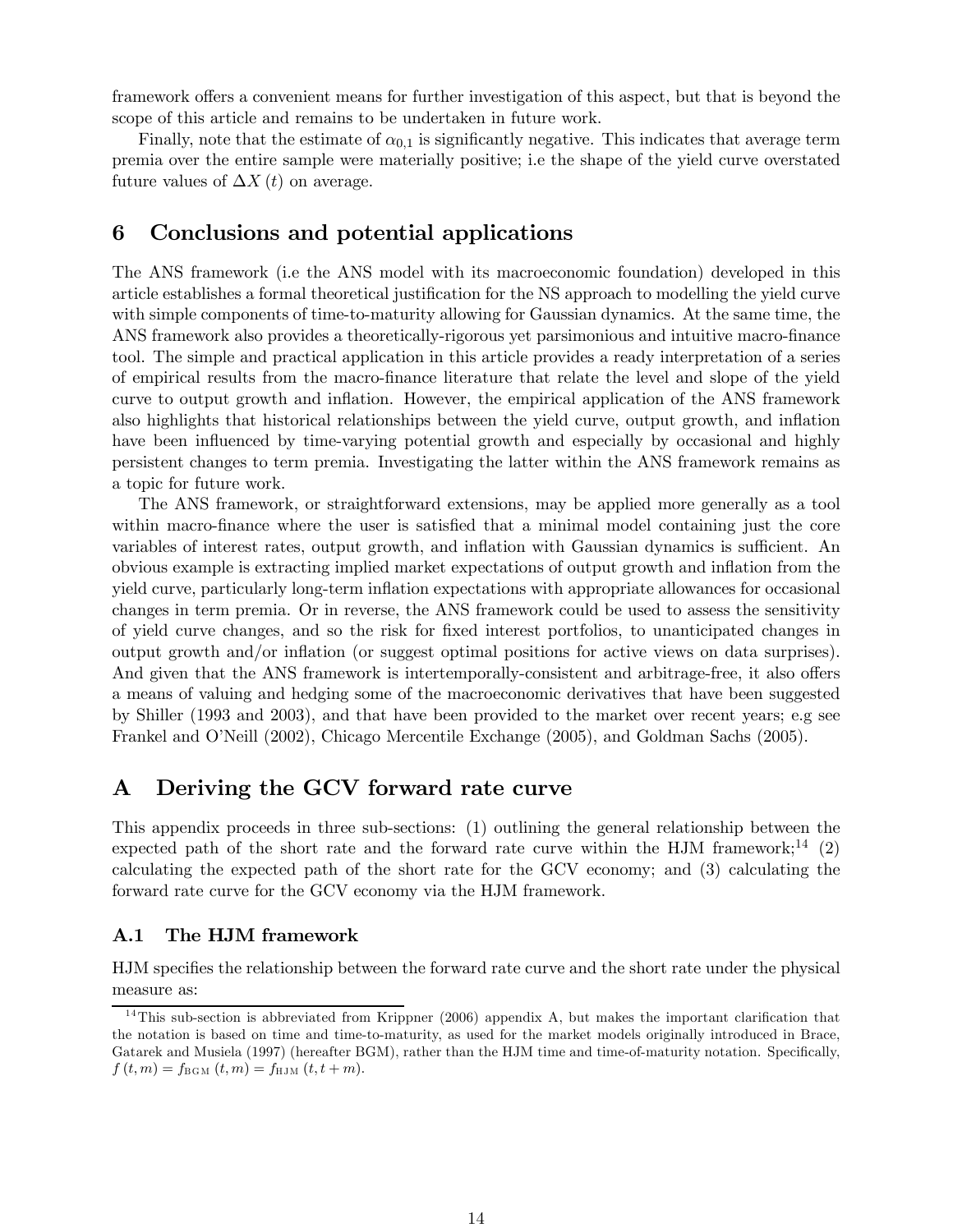framework offers a convenient means for further investigation of this aspect, but that is beyond the scope of this article and remains to be undertaken in future work.

Finally, note that the estimate of $\alpha_{0,1}$ is significantly negative. This indicates that average term premia over the entire sample were materially positive; i.e the shape of the yield curve overstated future values of $\Delta X(t)$ on average.

# 6 Conclusions and potential applications

The ANS framework (i.e the ANS model with its macroeconomic foundation) developed in this article establishes a formal theoretical justification for the NS approach to modelling the yield curve with simple components of time-to-maturity allowing for Gaussian dynamics. At the same time, the ANS framework also provides a theoretically-rigorous yet parsimonious and intuitive macro-finance tool. The simple and practical application in this article provides a ready interpretation of a series of empirical results from the macro-finance literature that relate the level and slope of the yield curve to output growth and inflation. However, the empirical application of the ANS framework also highlights that historical relationships between the yield curve, output growth, and inflation have been influenced by time-varying potential growth and especially by occasional and highly persistent changes to term premia. Investigating the latter within the ANS framework remains as a topic for future work.

The ANS framework, or straightforward extensions, may be applied more generally as a tool within macro-finance where the user is satisfied that a minimal model containing just the core variables of interest rates, output growth, and inflation with Gaussian dynamics is sufficient. An obvious example is extracting implied market expectations of output growth and inflation from the yield curve, particularly long-term inflation expectations with appropriate allowances for occasional changes in term premia. Or in reverse, the ANS framework could be used to assess the sensitivity of yield curve changes, and so the risk for fixed interest portfolios, to unanticipated changes in output growth and/or inflation (or suggest optimal positions for active views on data surprises). And given that the ANS framework is intertemporally-consistent and arbitrage-free, it also offers a means of valuing and hedging some of the macroeconomic derivatives that have been suggested by Shiller (1993 and 2003), and that have been provided to the market over recent years; e.g see Frankel and O'Neill (2002), Chicago Mercentile Exchange (2005), and Goldman Sachs (2005).

# A Deriving the GCV forward rate curve

This appendix proceeds in three sub-sections: (1) outlining the general relationship between the expected path of the short rate and the forward rate curve within the HJM framework;[14] (2) calculating the expected path of the short rate for the GCV economy; and (3) calculating the forward rate curve for the GCV economy via the HJM framework.

## A.1 The HJM framework

HJM specifies the relationship between the forward rate curve and the short rate under the physical measure as:

[14] This sub-section is abbreviated from Krippner (2006) appendix A, but makes the important clarification that the notation is based on time and time-to-maturity, as used for the market models originally introduced in Brace, Gatarek and Musiela (1997) (hereafter BGM), rather than the HJM time and time-of-maturity notation. Specifically, $f(t,m) = f_{\text{BGM}}(t,m) = f_{\text{HJM}}(t,t+m)$.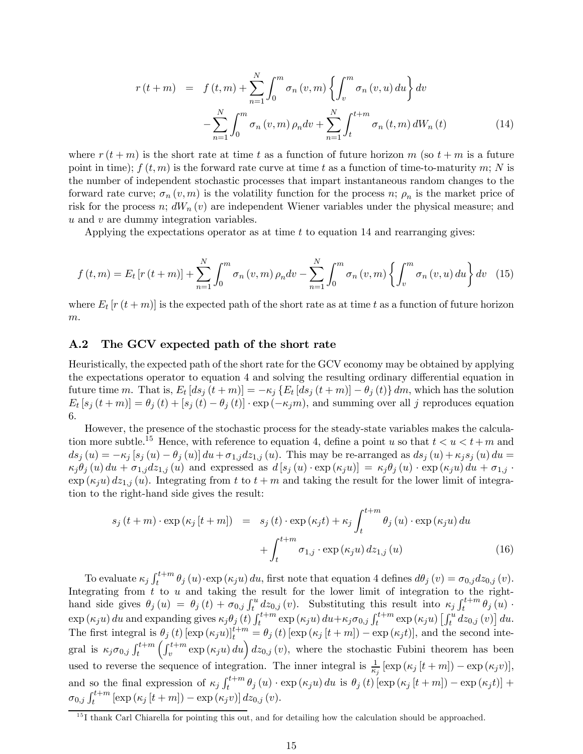$$
\begin{aligned}
r(t+m) &= f(t,m) + \sum_{n=1}^{N} \int_0^m \sigma_n(v,m) \left\{ \int_v^m \sigma_n(v,u)\, du \right\} dv \\
&\quad - \sum_{n=1}^{N} \int_0^m \sigma_n(v,m)\, \rho_n dv + \sum_{n=1}^{N} \int_t^{t+m} \sigma_n(t,m)\, dW_n(t) \qquad (14)
\end{aligned}
$$

where $r(t+m)$ is the short rate at time $t$ as a function of future horizon $m$ (so $t+m$ is a future point in time); $f(t,m)$ is the forward rate curve at time $t$ as a function of time-to-maturity $m$; $N$ is the number of independent stochastic processes that impart instantaneous random changes to the forward rate curve; $\sigma_n(v,m)$ is the volatility function for the process $n$; $\rho_n$ is the market price of risk for the process $n$; $dW_n(v)$ are independent Wiener variables under the physical measure; and $u$ and $v$ are dummy integration variables.

Applying the expectations operator as at time $t$ to equation 14 and rearranging gives:

$$
f(t,m) = E_t[r(t+m)] + \sum_{n=1}^{N} \int_0^m \sigma_n(v,m)\, \rho_n dv - \sum_{n=1}^{N} \int_0^m \sigma_n(v,m) \left\{ \int_v^m \sigma_n(v,u)\, du \right\} dv \quad (15)
$$

where $E_t[r(t+m)]$ is the expected path of the short rate as at time $t$ as a function of future horizon $m$.

## A.2 The GCV expected path of the short rate

Heuristically, the expected path of the short rate for the GCV economy may be obtained by applying the expectations operator to equation 4 and solving the resulting ordinary differential equation in future time $m$. That is, $E_t[ds_j(t+m)] = -\kappa_j \{E_t[ds_j(t+m)] - \theta_j(t)\} dm$, which has the solution $E_t[s_j(t+m)] = \theta_j(t) + [s_j(t) - \theta_j(t)] \cdot \exp(-\kappa_j m)$, and summing over all $j$ reproduces equation 6.

However, the presence of the stochastic process for the steady-state variables makes the calculation more subtle.[15] Hence, with reference to equation 4, define a point $u$ so that $t < u < t+m$ and $ds_j(u) = -\kappa_j[s_j(u) - \theta_j(u)] du + \sigma_{1,j} dz_{1,j}(u)$. This may be re-arranged as $ds_j(u) + \kappa_j s_j(u) du = \kappa_j \theta_j(u) du + \sigma_{1,j} dz_{1,j}(u)$ and expressed as $d[s_j(u) \cdot \exp(\kappa_j u)] = \kappa_j \theta_j(u) \cdot \exp(\kappa_j u) du + \sigma_{1,j} \cdot \exp(\kappa_j u) dz_{1,j}(u)$. Integrating from $t$ to $t+m$ and taking the result for the lower limit of integration to the right-hand side gives the result:

$$
\begin{aligned}
s_j(t+m) \cdot \exp(\kappa_j[t+m]) &= s_j(t) \cdot \exp(\kappa_j t) + \kappa_j \int_t^{t+m} \theta_j(u) \cdot \exp(\kappa_j u)\, du \\
&\quad + \int_t^{t+m} \sigma_{1,j} \cdot \exp(\kappa_j u)\, dz_{1,j}(u) \qquad (16)
\end{aligned}
$$

To evaluate $\kappa_j \int_t^{t+m} \theta_j(u) \cdot \exp(\kappa_j u) du$, first note that equation 4 defines $d\theta_j(v) = \sigma_{0,j} dz_{0,j}(v)$. Integrating from $t$ to $u$ and taking the result for the lower limit of integration to the right-hand side gives $\theta_j(u) = \theta_j(t) + \sigma_{0,j} \int_t^u dz_{0,j}(v)$. Substituting this result into $\kappa_j \int_t^{t+m} \theta_j(u) \cdot \exp(\kappa_j u) du$ and expanding gives $\kappa_j \theta_j(t) \int_t^{t+m} \exp(\kappa_j u) du + \kappa_j \sigma_{0,j} \int_t^{t+m} \exp(\kappa_j u) \left[\int_t^u dz_{0,j}(v)\right] du$. The first integral is $\theta_j(t) [\exp(\kappa_j u)]_t^{t+m} = \theta_j(t) [\exp(\kappa_j[t+m]) - \exp(\kappa_j t)]$, and the second integral is $\kappa_j \sigma_{0,j} \int_t^{t+m} \left(\int_v^{t+m} \exp(\kappa_j u) du\right) dz_{0,j}(v)$, where the stochastic Fubini theorem has been used to reverse the sequence of integration. The inner integral is $\frac{1}{\kappa_j}[\exp(\kappa_j[t+m]) - \exp(\kappa_j v)]$, and so the final expression of $\kappa_j \int_t^{t+m} \theta_j(u) \cdot \exp(\kappa_j u) du$ is $\theta_j(t) [\exp(\kappa_j[t+m]) - \exp(\kappa_j t)] + \sigma_{0,j} \int_t^{t+m} [\exp(\kappa_j[t+m]) - \exp(\kappa_j v)] dz_{0,j}(v)$.

[15] I thank Carl Chiarella for pointing this out, and for detailing how the calculation should be approached.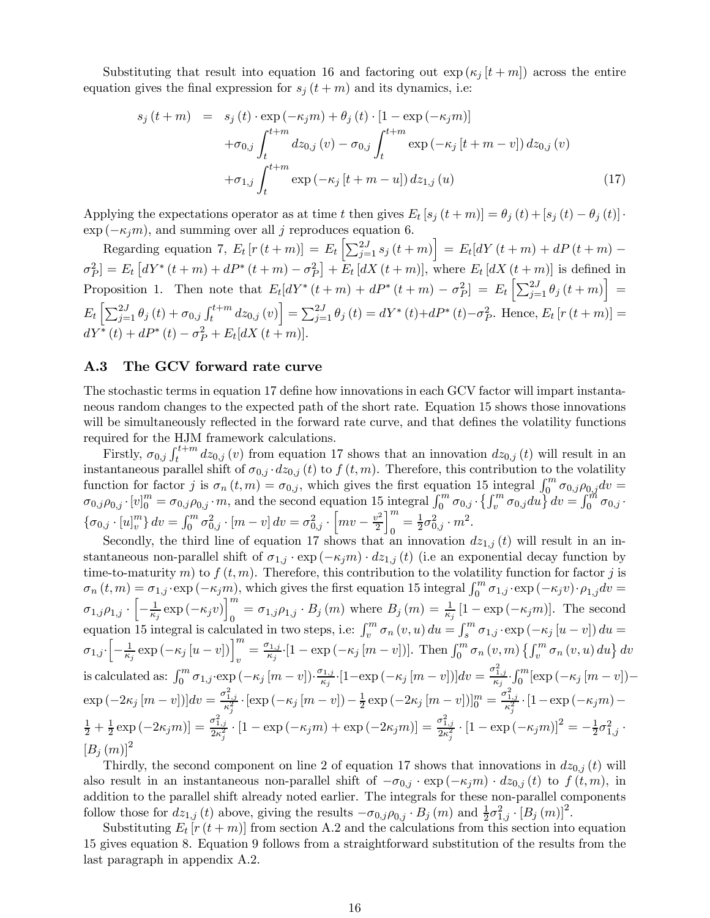Substituting that result into equation 16 and factoring out $\exp(\kappa_j [t+m])$ across the entire equation gives the final expression for $s_j(t+m)$ and its dynamics, i.e:

$$
\begin{aligned}
s_j(t+m) &= s_j(t) \cdot \exp(-\kappa_j m) + \theta_j(t) \cdot [1 - \exp(-\kappa_j m)] \\
&\quad + \sigma_{0,j} \int_t^{t+m} dz_{0,j}(v) - \sigma_{0,j} \int_t^{t+m} \exp(-\kappa_j [t+m-v]) \, dz_{0,j}(v) \\
&\quad + \sigma_{1,j} \int_t^{t+m} \exp(-\kappa_j [t+m-u]) \, dz_{1,j}(u) \qquad (17)
\end{aligned}
$$

Applying the expectations operator as at time $t$ then gives $E_t[s_j(t+m)] = \theta_j(t) + [s_j(t) - \theta_j(t)] \cdot \exp(-\kappa_j m)$, and summing over all $j$ reproduces equation 6.

Regarding equation 7, $E_t[r(t+m)] = E_t\left[\sum_{j=1}^{2J} s_j(t+m)\right] = E_t[dY(t+m) + dP(t+m) - \sigma_P^2] = E_t[dY^*(t+m) + dP^*(t+m) - \sigma_P^2] + E_t[dX(t+m)]$, where $E_t[dX(t+m)]$ is defined in Proposition 1. Then note that $E_t[dY^*(t+m) + dP^*(t+m) - \sigma_P^2] = E_t\left[\sum_{j=1}^{2J} \theta_j(t+m)\right] = E_t\left[\sum_{j=1}^{2J} \theta_j(t) + \sigma_{0,j} \int_t^{t+m} dz_{0,j}(v)\right] = \sum_{j=1}^{2J} \theta_j(t) = dY^*(t) + dP^*(t) - \sigma_P^2$. Hence, $E_t[r(t+m)] = dY^*(t) + dP^*(t) - \sigma_P^2 + E_t[dX(t+m)]$.

### A.3 The GCV forward rate curve

The stochastic terms in equation 17 define how innovations in each GCV factor will impart instantaneous random changes to the expected path of the short rate. Equation 15 shows those innovations will be simultaneously reflected in the forward rate curve, and that defines the volatility functions required for the HJM framework calculations.

Firstly, $\sigma_{0,j} \int_t^{t+m} dz_{0,j}(v)$ from equation 17 shows that an innovation $dz_{0,j}(t)$ will result in an instantaneous parallel shift of $\sigma_{0,j} \cdot dz_{0,j}(t)$ to $f(t,m)$. Therefore, this contribution to the volatility function for factor $j$ is $\sigma_n(t,m) = \sigma_{0,j}$, which gives the first equation 15 integral $\int_0^m \sigma_{0,j} \rho_{0,j} dv = \sigma_{0,j} \rho_{0,j} \cdot [v]_0^m = \sigma_{0,j} \rho_{0,j} \cdot m$, and the second equation 15 integral $\int_0^m \sigma_{0,j} \cdot \left\{\int_v^m \sigma_{0,j} du\right\} dv = \int_0^m \sigma_{0,j} \cdot \left\{\sigma_{0,j} \cdot [u]_v^m\right\} dv = \int_0^m \sigma_{0,j}^2 \cdot [m - v] \, dv = \sigma_{0,j}^2 \cdot \left[mv - \frac{v^2}{2}\right]_0^m = \frac{1}{2} \sigma_{0,j}^2 \cdot m^2$.

Secondly, the third line of equation 17 shows that an innovation $dz_{1,j}(t)$ will result in an instantaneous non-parallel shift of $\sigma_{1,j} \cdot \exp(-\kappa_j m) \cdot dz_{1,j}(t)$ (i.e an exponential decay function by time-to-maturity $m$) to $f(t,m)$. Therefore, this contribution to the volatility function for factor $j$ is $\sigma_n(t,m) = \sigma_{1,j} \cdot \exp(-\kappa_j m)$, which gives the first equation 15 integral $\int_0^m \sigma_{1,j} \cdot \exp(-\kappa_j v) \cdot \rho_{1,j} dv = \sigma_{1,j} \rho_{1,j} \cdot \left[-\frac{1}{\kappa_j} \exp(-\kappa_j v)\right]_0^m = \sigma_{1,j} \rho_{1,j} \cdot B_j(m)$ where $B_j(m) = \frac{1}{\kappa_j}[1 - \exp(-\kappa_j m)]$. The second equation 15 integral is calculated in two steps, i.e: $\int_v^m \sigma_n(v,u) \, du = \int_s^m \sigma_{1,j} \cdot \exp(-\kappa_j [u - v]) \, du = \sigma_{1,j} \cdot \left[-\frac{1}{\kappa_j} \exp(-\kappa_j [u - v])\right]_v^m = \frac{\sigma_{1,j}}{\kappa_j} \cdot [1 - \exp(-\kappa_j [m - v])]$. Then $\int_0^m \sigma_n(v,m) \left\{\int_v^m \sigma_n(v,u) \, du\right\} dv$ is calculated as: $\int_0^m \sigma_{1,j} \cdot \exp(-\kappa_j [m - v]) \cdot \frac{\sigma_{1,j}}{\kappa_j} \cdot [1 - \exp(-\kappa_j [m - v])] dv = \frac{\sigma_{1,j}^2}{\kappa_j} \cdot \int_0^m [\exp(-\kappa_j [m - v]) - \exp(-2\kappa_j [m - v])] dv = \frac{\sigma_{1,j}^2}{\kappa_j^2} \cdot [\exp(-\kappa_j [m - v]) - \frac{1}{2} \exp(-2\kappa_j [m - v])]_0^m = \frac{\sigma_{1,j}^2}{\kappa_j^2} \cdot [1 - \exp(-\kappa_j m) - \frac{1}{2} + \frac{1}{2} \exp(-2\kappa_j m)] = \frac{\sigma_{1,j}^2}{2\kappa_j^2} \cdot [1 - \exp(-\kappa_j m) + \exp(-2\kappa_j m)] = \frac{\sigma_{1,j}^2}{2\kappa_j^2} \cdot [1 - \exp(-\kappa_j m)]^2 = -\frac{1}{2} \sigma_{1,j}^2 \cdot [B_j(m)]^2$

Thirdly, the second component on line 2 of equation 17 shows that innovations in $dz_{0,j}(t)$ will also result in an instantaneous non-parallel shift of $-\sigma_{0,j} \cdot \exp(-\kappa_j m) \cdot dz_{0,j}(t)$ to $f(t,m)$, in addition to the parallel shift already noted earlier. The integrals for these non-parallel components follow those for $dz_{1,j}(t)$ above, giving the results $-\sigma_{0,j} \rho_{0,j} \cdot B_j(m)$ and $\frac{1}{2} \sigma_{1,j}^2 \cdot [B_j(m)]^2$.

Substituting $E_t[r(t+m)]$ from section A.2 and the calculations from this section into equation 15 gives equation 8. Equation 9 follows from a straightforward substitution of the results from the last paragraph in appendix A.2.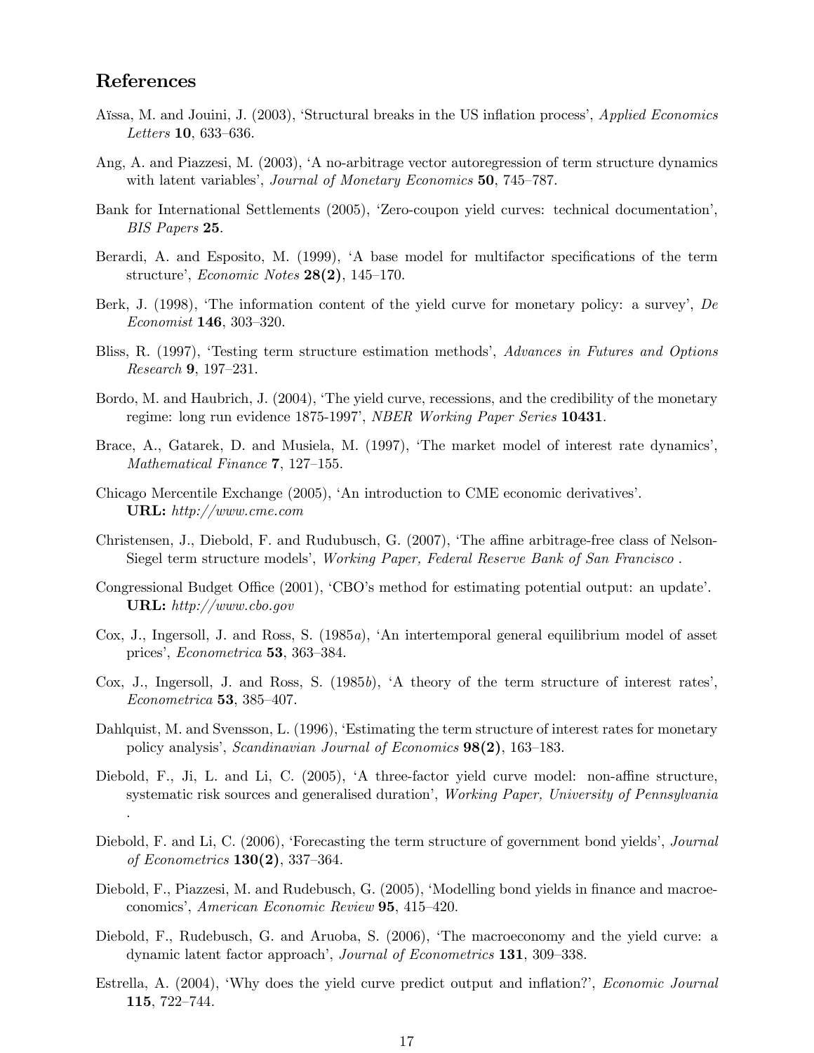## References

Aïssa, M. and Jouini, J. (2003), 'Structural breaks in the US inflation process', *Applied Economics Letters* **10**, 633–636.

Ang, A. and Piazzesi, M. (2003), 'A no-arbitrage vector autoregression of term structure dynamics with latent variables', *Journal of Monetary Economics* **50**, 745–787.

Bank for International Settlements (2005), 'Zero-coupon yield curves: technical documentation', *BIS Papers* **25**.

Berardi, A. and Esposito, M. (1999), 'A base model for multifactor specifications of the term structure', *Economic Notes* **28(2)**, 145–170.

Berk, J. (1998), 'The information content of the yield curve for monetary policy: a survey', *De Economist* **146**, 303–320.

Bliss, R. (1997), 'Testing term structure estimation methods', *Advances in Futures and Options Research* **9**, 197–231.

Bordo, M. and Haubrich, J. (2004), 'The yield curve, recessions, and the credibility of the monetary regime: long run evidence 1875-1997', *NBER Working Paper Series* **10431**.

Brace, A., Gatarek, D. and Musiela, M. (1997), 'The market model of interest rate dynamics', *Mathematical Finance* **7**, 127–155.

Chicago Mercentile Exchange (2005), 'An introduction to CME economic derivatives'.
**URL:** *http://www.cme.com*

Christensen, J., Diebold, F. and Rudubusch, G. (2007), 'The affine arbitrage-free class of Nelson-Siegel term structure models', *Working Paper, Federal Reserve Bank of San Francisco* .

Congressional Budget Office (2001), 'CBO's method for estimating potential output: an update'.
**URL:** *http://www.cbo.gov*

Cox, J., Ingersoll, J. and Ross, S. (1985*a*), 'An intertemporal general equilibrium model of asset prices', *Econometrica* **53**, 363–384.

Cox, J., Ingersoll, J. and Ross, S. (1985*b*), 'A theory of the term structure of interest rates', *Econometrica* **53**, 385–407.

Dahlquist, M. and Svensson, L. (1996), 'Estimating the term structure of interest rates for monetary policy analysis', *Scandinavian Journal of Economics* **98(2)**, 163–183.

Diebold, F., Ji, L. and Li, C. (2005), 'A three-factor yield curve model: non-affine structure, systematic risk sources and generalised duration', *Working Paper, University of Pennsylvania* .

Diebold, F. and Li, C. (2006), 'Forecasting the term structure of government bond yields', *Journal of Econometrics* **130(2)**, 337–364.

Diebold, F., Piazzesi, M. and Rudebusch, G. (2005), 'Modelling bond yields in finance and macroeconomics', *American Economic Review* **95**, 415–420.

Diebold, F., Rudebusch, G. and Aruoba, S. (2006), 'The macroeconomy and the yield curve: a dynamic latent factor approach', *Journal of Econometrics* **131**, 309–338.

Estrella, A. (2004), 'Why does the yield curve predict output and inflation?', *Economic Journal* **115**, 722–744.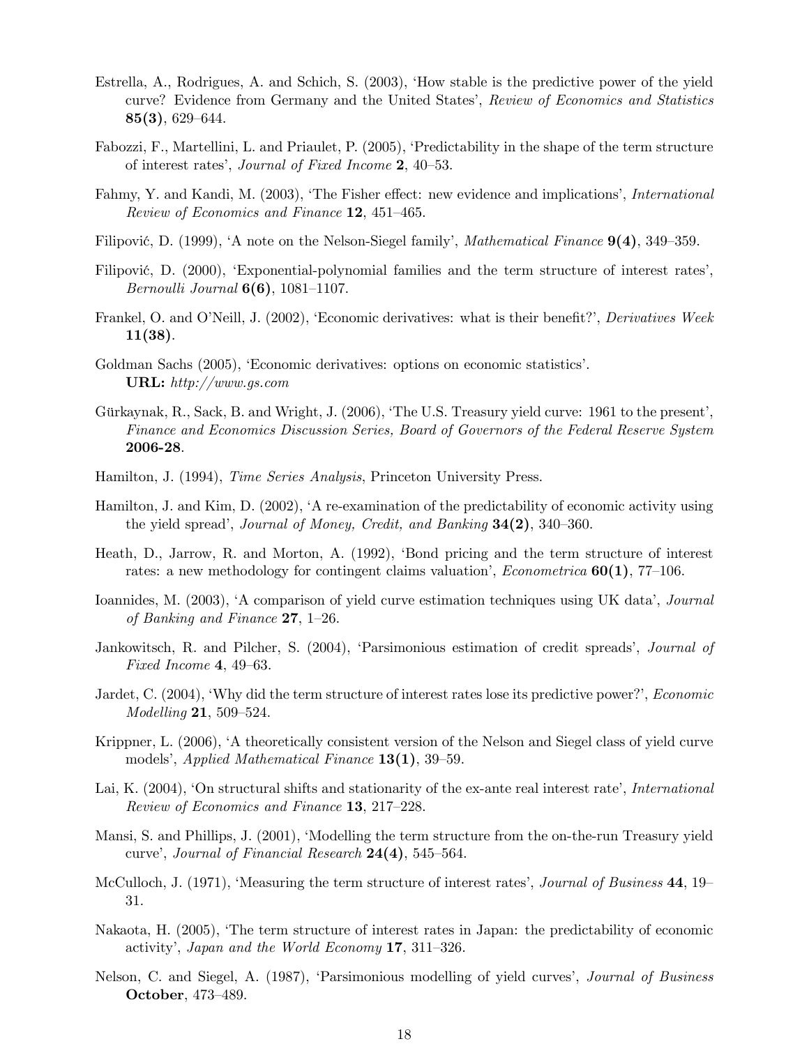Estrella, A., Rodrigues, A. and Schich, S. (2003), 'How stable is the predictive power of the yield curve? Evidence from Germany and the United States', *Review of Economics and Statistics* **85(3)**, 629–644.

Fabozzi, F., Martellini, L. and Priaulet, P. (2005), 'Predictability in the shape of the term structure of interest rates', *Journal of Fixed Income* **2**, 40–53.

Fahmy, Y. and Kandi, M. (2003), 'The Fisher effect: new evidence and implications', *International Review of Economics and Finance* **12**, 451–465.

Filipović, D. (1999), 'A note on the Nelson-Siegel family', *Mathematical Finance* **9(4)**, 349–359.

Filipović, D. (2000), 'Exponential-polynomial families and the term structure of interest rates', *Bernoulli Journal* **6(6)**, 1081–1107.

Frankel, O. and O'Neill, J. (2002), 'Economic derivatives: what is their benefit?', *Derivatives Week* **11(38)**.

Goldman Sachs (2005), 'Economic derivatives: options on economic statistics'.
**URL:** *http://www.gs.com*

Gürkaynak, R., Sack, B. and Wright, J. (2006), 'The U.S. Treasury yield curve: 1961 to the present', *Finance and Economics Discussion Series, Board of Governors of the Federal Reserve System* **2006-28**.

Hamilton, J. (1994), *Time Series Analysis*, Princeton University Press.

Hamilton, J. and Kim, D. (2002), 'A re-examination of the predictability of economic activity using the yield spread', *Journal of Money, Credit, and Banking* **34(2)**, 340–360.

Heath, D., Jarrow, R. and Morton, A. (1992), 'Bond pricing and the term structure of interest rates: a new methodology for contingent claims valuation', *Econometrica* **60(1)**, 77–106.

Ioannides, M. (2003), 'A comparison of yield curve estimation techniques using UK data', *Journal of Banking and Finance* **27**, 1–26.

Jankowitsch, R. and Pilcher, S. (2004), 'Parsimonious estimation of credit spreads', *Journal of Fixed Income* **4**, 49–63.

Jardet, C. (2004), 'Why did the term structure of interest rates lose its predictive power?', *Economic Modelling* **21**, 509–524.

Krippner, L. (2006), 'A theoretically consistent version of the Nelson and Siegel class of yield curve models', *Applied Mathematical Finance* **13(1)**, 39–59.

Lai, K. (2004), 'On structural shifts and stationarity of the ex-ante real interest rate', *International Review of Economics and Finance* **13**, 217–228.

Mansi, S. and Phillips, J. (2001), 'Modelling the term structure from the on-the-run Treasury yield curve', *Journal of Financial Research* **24(4)**, 545–564.

McCulloch, J. (1971), 'Measuring the term structure of interest rates', *Journal of Business* **44**, 19–31.

Nakaota, H. (2005), 'The term structure of interest rates in Japan: the predictability of economic activity', *Japan and the World Economy* **17**, 311–326.

Nelson, C. and Siegel, A. (1987), 'Parsimonious modelling of yield curves', *Journal of Business* **October**, 473–489.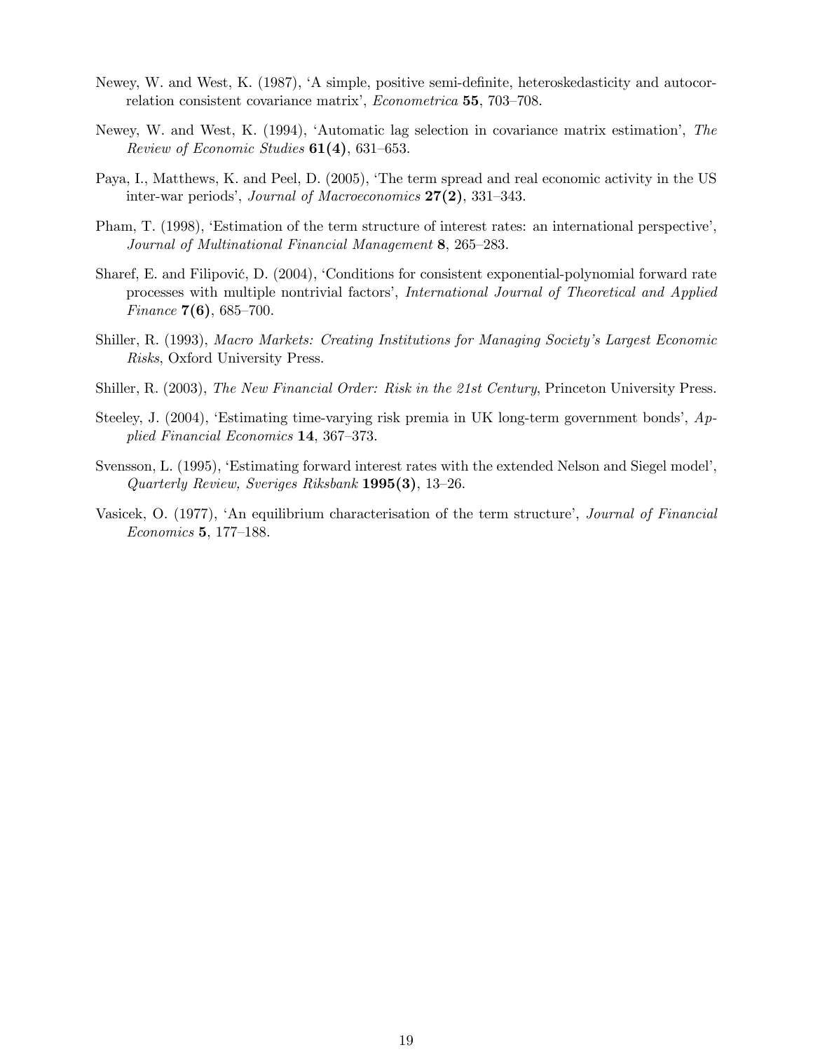Newey, W. and West, K. (1987), 'A simple, positive semi-definite, heteroskedasticity and autocorrelation consistent covariance matrix', *Econometrica* **55**, 703–708.

Newey, W. and West, K. (1994), 'Automatic lag selection in covariance matrix estimation', *The Review of Economic Studies* **61(4)**, 631–653.

Paya, I., Matthews, K. and Peel, D. (2005), 'The term spread and real economic activity in the US inter-war periods', *Journal of Macroeconomics* **27(2)**, 331–343.

Pham, T. (1998), 'Estimation of the term structure of interest rates: an international perspective', *Journal of Multinational Financial Management* **8**, 265–283.

Sharef, E. and Filipović, D. (2004), 'Conditions for consistent exponential-polynomial forward rate processes with multiple nontrivial factors', *International Journal of Theoretical and Applied Finance* **7(6)**, 685–700.

Shiller, R. (1993), *Macro Markets: Creating Institutions for Managing Society's Largest Economic Risks*, Oxford University Press.

Shiller, R. (2003), *The New Financial Order: Risk in the 21st Century*, Princeton University Press.

Steeley, J. (2004), 'Estimating time-varying risk premia in UK long-term government bonds', *Applied Financial Economics* **14**, 367–373.

Svensson, L. (1995), 'Estimating forward interest rates with the extended Nelson and Siegel model', *Quarterly Review, Sveriges Riksbank* **1995(3)**, 13–26.

Vasicek, O. (1977), 'An equilibrium characterisation of the term structure', *Journal of Financial Economics* **5**, 177–188.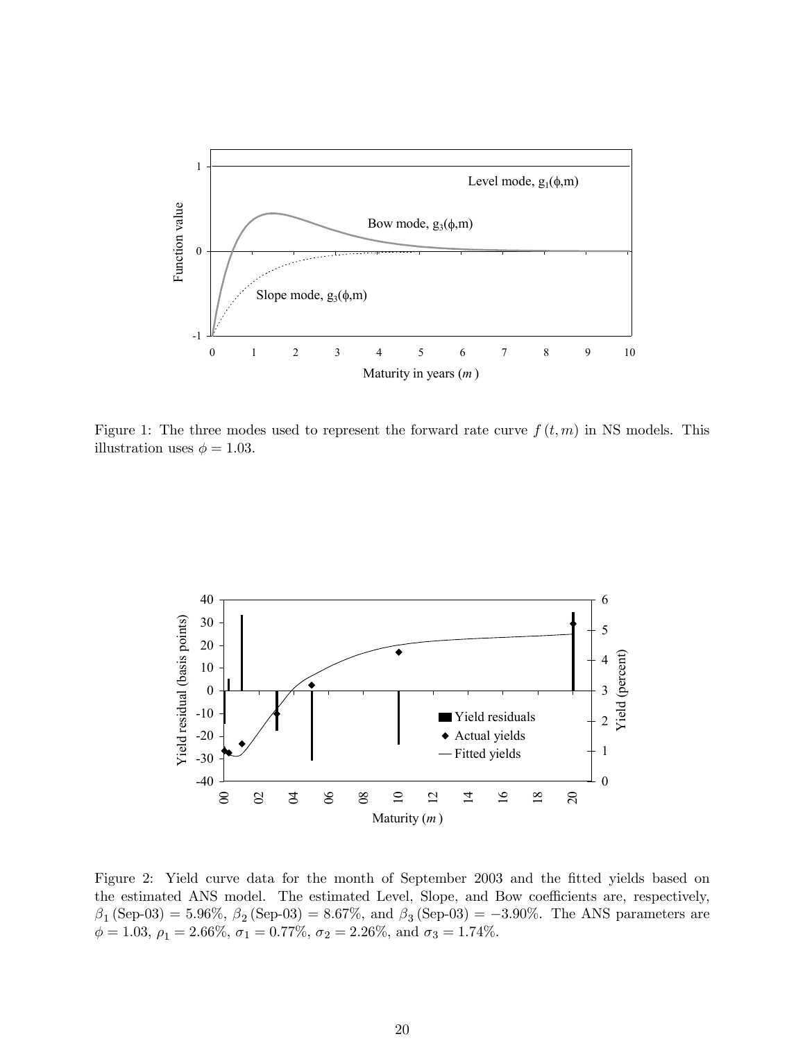Figure 1: The three modes used to represent the forward rate curve $f(t, m)$ in NS models. This illustration uses $\phi = 1.03$.

Figure 2: Yield curve data for the month of September 2003 and the fitted yields based on the estimated ANS model. The estimated Level, Slope, and Bow coefficients are, respectively, $\beta_1$ (Sep-03) = 5.96%, $\beta_2$ (Sep-03) = 8.67%, and $\beta_3$ (Sep-03) = −3.90%. The ANS parameters are $\phi = 1.03$, $\rho_1 = 2.66\%$, $\sigma_1 = 0.77\%$, $\sigma_2 = 2.26\%$, and $\sigma_3 = 1.74\%$.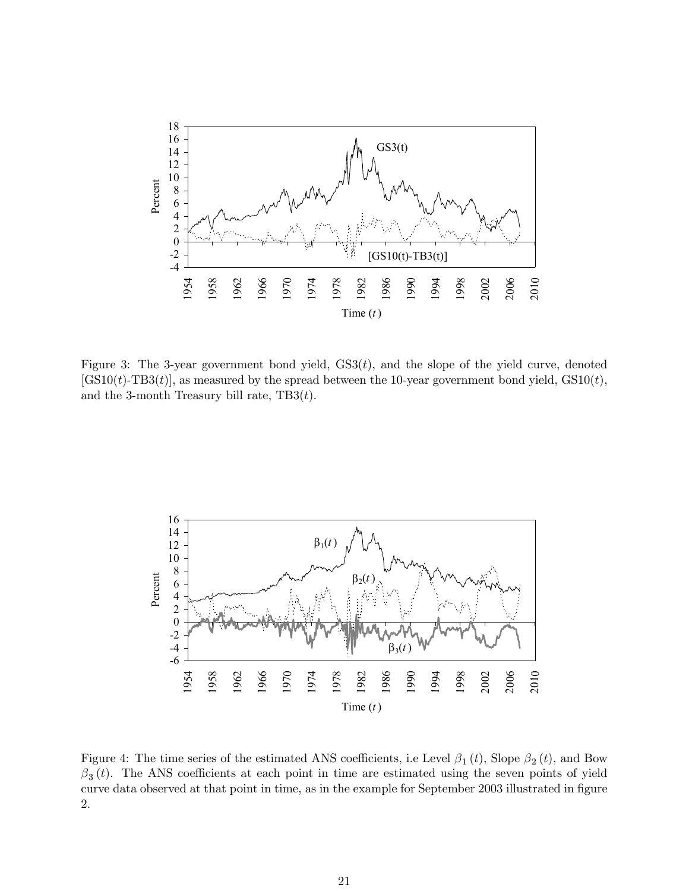Figure 3: The 3-year government bond yield, GS3($t$), and the slope of the yield curve, denoted [GS10($t$)-TB3($t$)], as measured by the spread between the 10-year government bond yield, GS10($t$), and the 3-month Treasury bill rate, TB3($t$).

Figure 4: The time series of the estimated ANS coefficients, i.e Level $\beta_1(t)$, Slope $\beta_2(t)$, and Bow $\beta_3(t)$. The ANS coefficients at each point in time are estimated using the seven points of yield curve data observed at that point in time, as in the example for September 2003 illustrated in figure 2.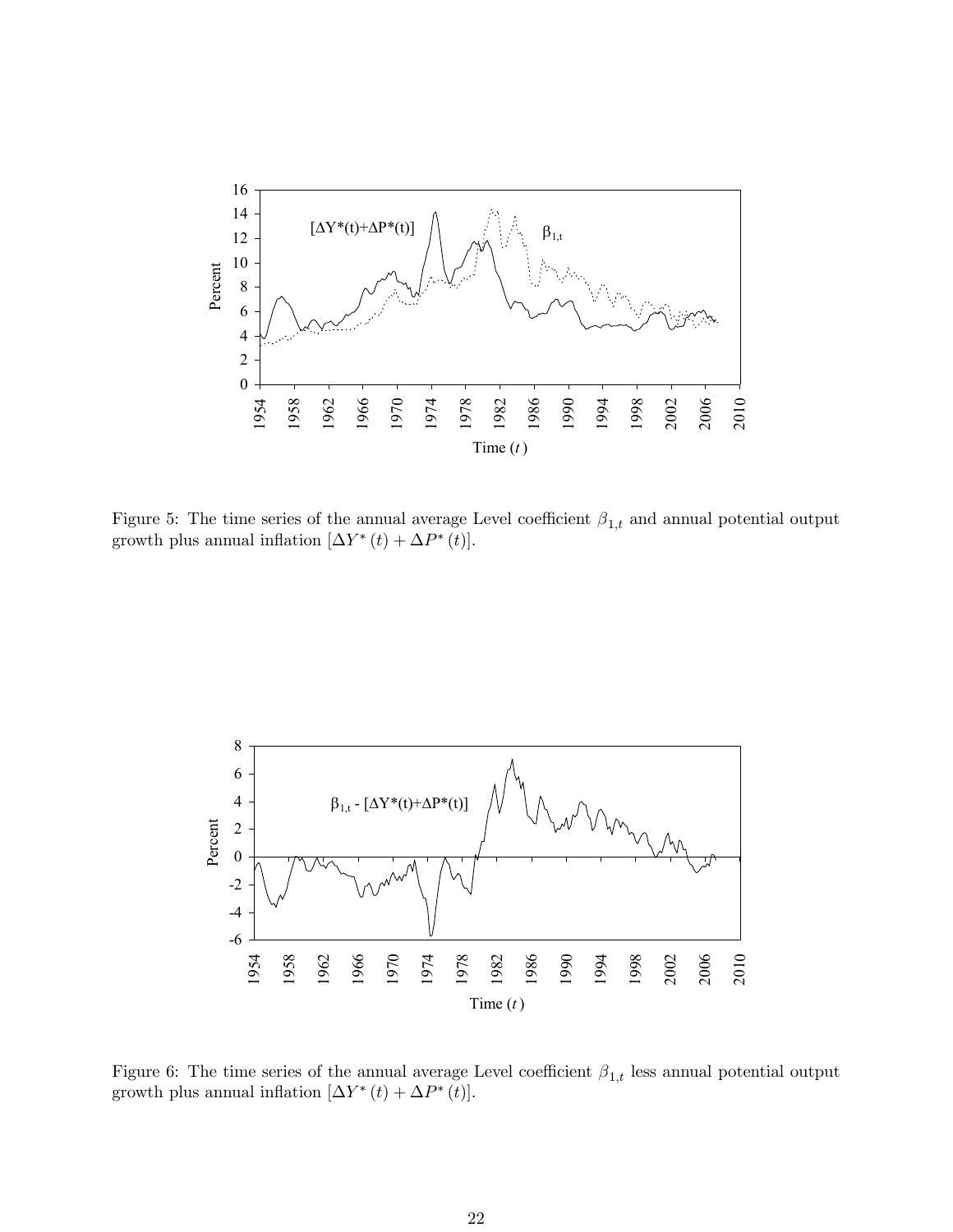Figure 5: The time series of the annual average Level coefficient $\beta_{1,t}$ and annual potential output growth plus annual inflation $[\Delta Y^*(t) + \Delta P^*(t)]$.

Figure 6: The time series of the annual average Level coefficient $\beta_{1,t}$ less annual potential output growth plus annual inflation $[\Delta Y^*(t) + \Delta P^*(t)]$.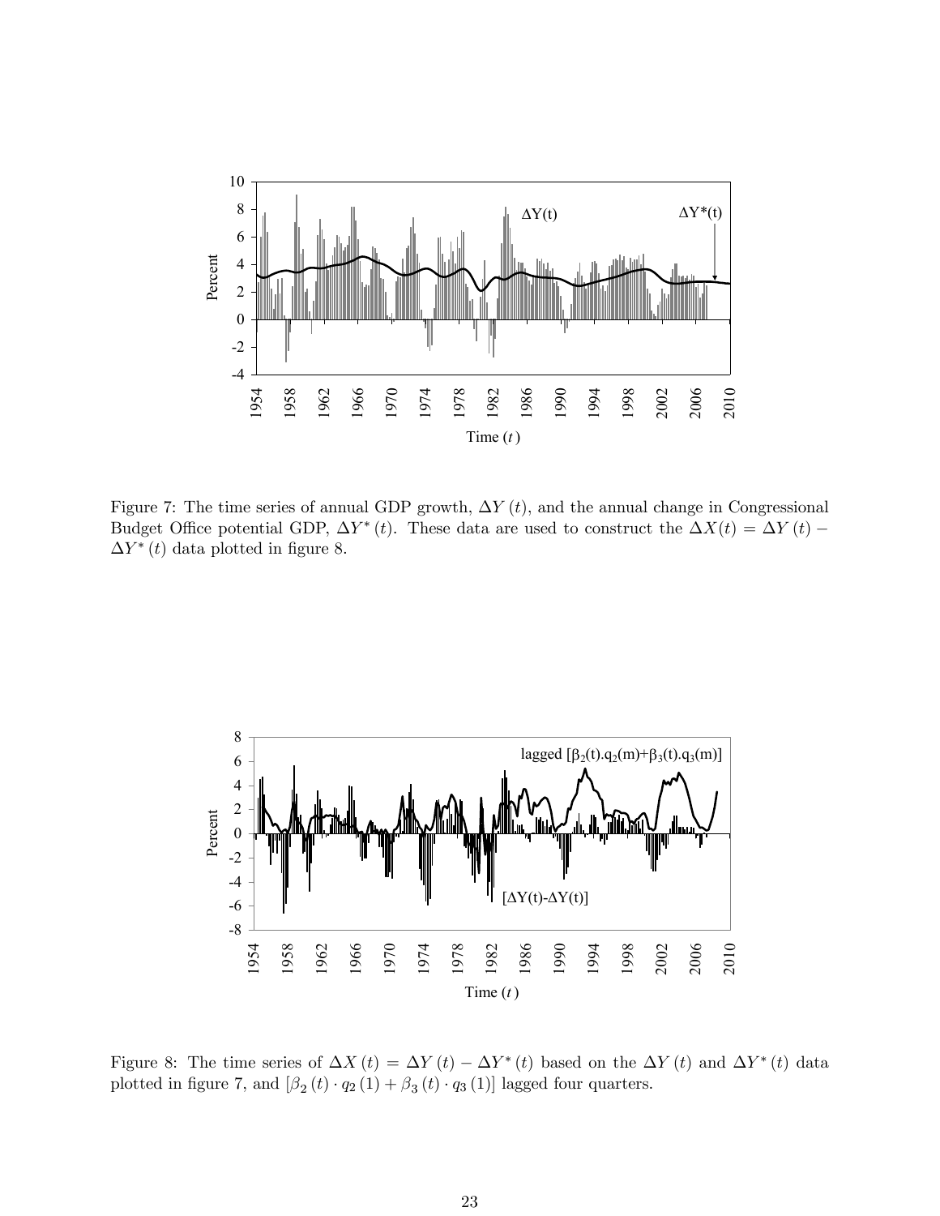Figure 7: The time series of annual GDP growth, $\Delta Y(t)$, and the annual change in Congressional Budget Office potential GDP, $\Delta Y^*(t)$. These data are used to construct the $\Delta X(t) = \Delta Y(t) - \Delta Y^*(t)$ data plotted in figure 8.

Figure 8: The time series of $\Delta X(t) = \Delta Y(t) - \Delta Y^*(t)$ based on the $\Delta Y(t)$ and $\Delta Y^*(t)$ data plotted in figure 7, and $[\beta_2(t) \cdot q_2(1) + \beta_3(t) \cdot q_3(1)]$ lagged four quarters.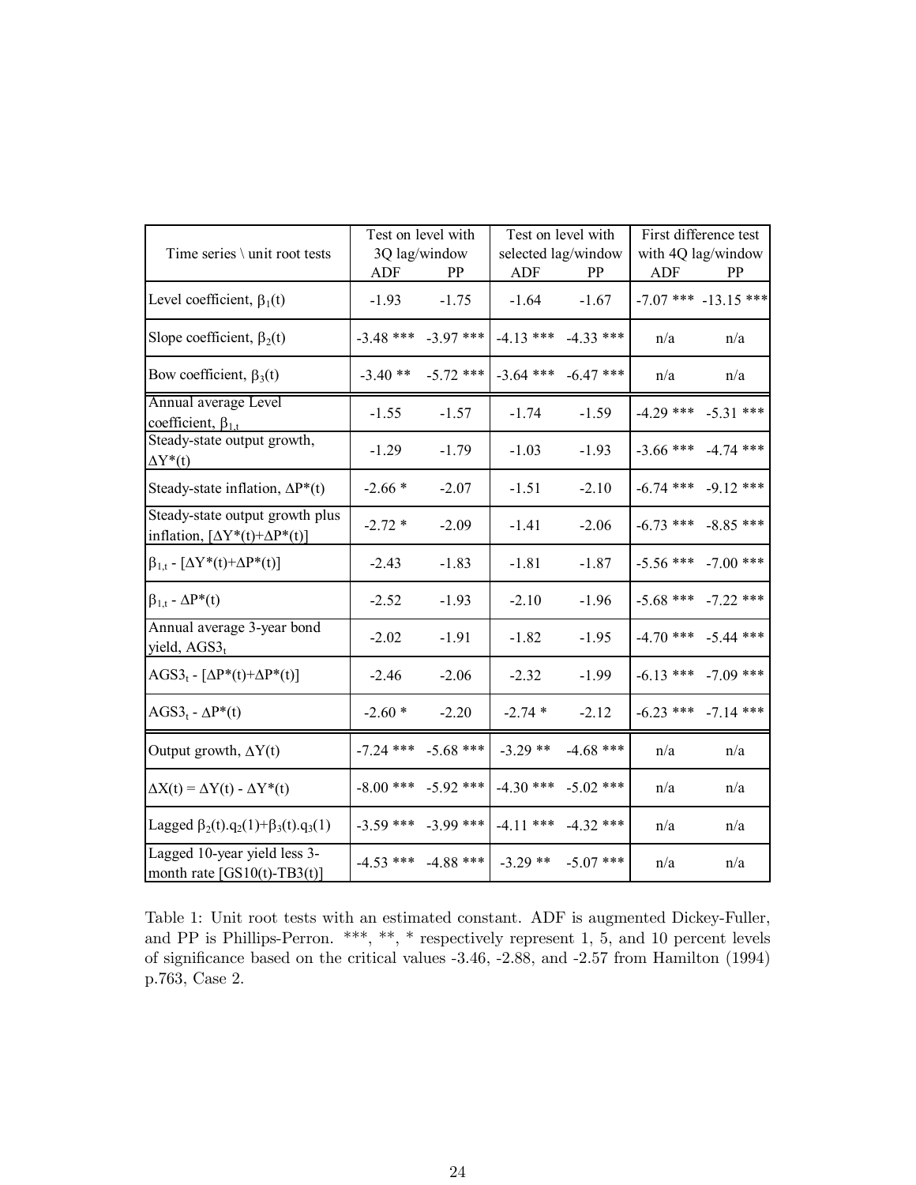| Time series \ unit root tests | Test on level with 3Q lag/window | | Test on level with selected lag/window | | First difference test with 4Q lag/window | |
|---|---|---|---|---|---|---|
| | ADF | PP | ADF | PP | ADF | PP |
| Level coefficient, $\beta_1(t)$ | -1.93 | -1.75 | -1.64 | -1.67 | -7.07 *** | -13.15 *** |
| Slope coefficient, $\beta_2(t)$ | -3.48 *** | -3.97 *** | -4.13 *** | -4.33 *** | n/a | n/a |
| Bow coefficient, $\beta_3(t)$ | -3.40 ** | -5.72 *** | -3.64 *** | -6.47 *** | n/a | n/a |
| Annual average Level coefficient, $\beta_{1,t}$ | -1.55 | -1.57 | -1.74 | -1.59 | -4.29 *** | -5.31 *** |
| Steady-state output growth, $\Delta Y^*(t)$ | -1.29 | -1.79 | -1.03 | -1.93 | -3.66 *** | -4.74 *** |
| Steady-state inflation, $\Delta P^*(t)$ | -2.66 * | -2.07 | -1.51 | -2.10 | -6.74 *** | -9.12 *** |
| Steady-state output growth plus inflation, $[\Delta Y^*(t)+\Delta P^*(t)]$ | -2.72 * | -2.09 | -1.41 | -2.06 | -6.73 *** | -8.85 *** |
| $\beta_{1,t}$ - $[\Delta Y^*(t)+\Delta P^*(t)]$ | -2.43 | -1.83 | -1.81 | -1.87 | -5.56 *** | -7.00 *** |
| $\beta_{1,t}$ - $\Delta P^*(t)$ | -2.52 | -1.93 | -2.10 | -1.96 | -5.68 *** | -7.22 *** |
| Annual average 3-year bond yield, $AGS3_t$ | -2.02 | -1.91 | -1.82 | -1.95 | -4.70 *** | -5.44 *** |
| $AGS3_t$ - $[\Delta P^*(t)+\Delta P^*(t)]$ | -2.46 | -2.06 | -2.32 | -1.99 | -6.13 *** | -7.09 *** |
| $AGS3_t$ - $\Delta P^*(t)$ | -2.60 * | -2.20 | -2.74 * | -2.12 | -6.23 *** | -7.14 *** |
| Output growth, $\Delta Y(t)$ | -7.24 *** | -5.68 *** | -3.29 ** | -4.68 *** | n/a | n/a |
| $\Delta X(t) = \Delta Y(t) - \Delta Y^*(t)$ | -8.00 *** | -5.92 *** | -4.30 *** | -5.02 *** | n/a | n/a |
| Lagged $\beta_2(t).q_2(1)+\beta_3(t).q_3(1)$ | -3.59 *** | -3.99 *** | -4.11 *** | -4.32 *** | n/a | n/a |
| Lagged 10-year yield less 3-month rate [GS10(t)-TB3(t)] | -4.53 *** | -4.88 *** | -3.29 ** | -5.07 *** | n/a | n/a |

Table 1: Unit root tests with an estimated constant. ADF is augmented Dickey-Fuller, and PP is Phillips-Perron. ***, **, * respectively represent 1, 5, and 10 percent levels of significance based on the critical values -3.46, -2.88, and -2.57 from Hamilton (1994) p.763, Case 2.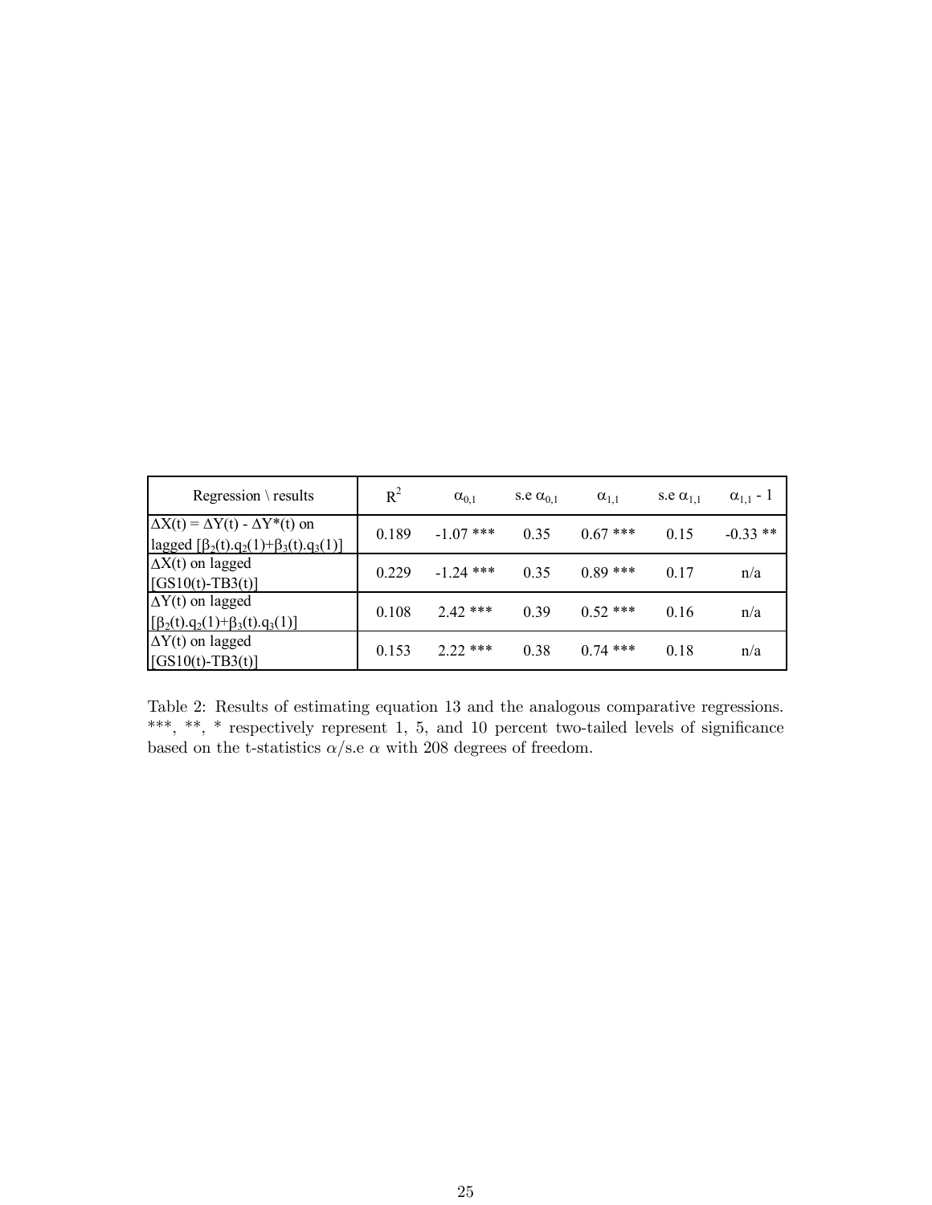| Regression \ results | $R^2$ | $\alpha_{0,1}$ | s.e $\alpha_{0,1}$ | $\alpha_{1,1}$ | s.e $\alpha_{1,1}$ | $\alpha_{1,1}$ - 1 |
|---|---|---|---|---|---|---|
| $\Delta X(t) = \Delta Y(t) - \Delta Y^*(t)$ on lagged $[\beta_2(t).q_2(1)+\beta_3(t).q_3(1)]$ | 0.189 | -1.07 *** | 0.35 | 0.67 *** | 0.15 | -0.33 ** |
| $\Delta X(t)$ on lagged [GS10(t)-TB3(t)] | 0.229 | -1.24 *** | 0.35 | 0.89 *** | 0.17 | n/a |
| $\Delta Y(t)$ on lagged $[\beta_2(t).q_2(1)+\beta_3(t).q_3(1)]$ | 0.108 | 2.42 *** | 0.39 | 0.52 *** | 0.16 | n/a |
| $\Delta Y(t)$ on lagged [GS10(t)-TB3(t)] | 0.153 | 2.22 *** | 0.38 | 0.74 *** | 0.18 | n/a |

Table 2: Results of estimating equation 13 and the analogous comparative regressions. ***, **, * respectively represent 1, 5, and 10 percent two-tailed levels of significance based on the t-statistics $\alpha$/s.e $\alpha$ with 208 degrees of freedom.